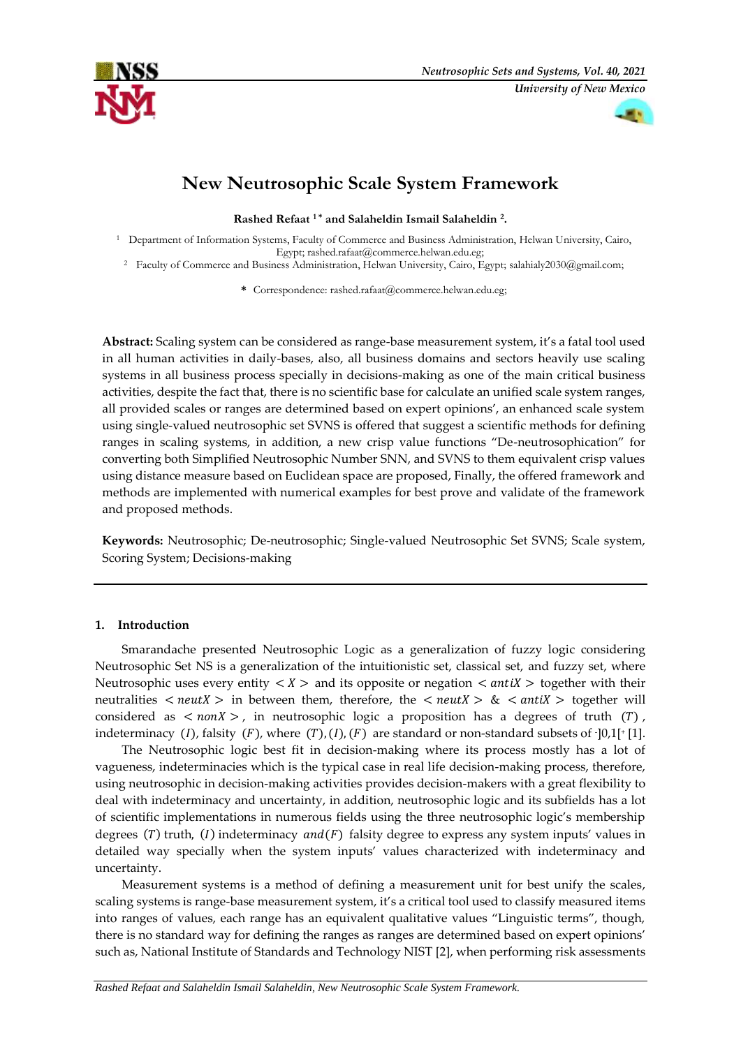# New Neutrosophic Scale System Framework

**Rashed Refaat [1*] and Salaheldin Ismail Salaheldin [2].**

[1] Department of Information Systems, Faculty of Commerce and Business Administration, Helwan University, Cairo, Egypt; rashed.rafaat@commerce.helwan.edu.eg;

[2] Faculty of Commerce and Business Administration, Helwan University, Cairo, Egypt; salahialy2030@gmail.com;

**\*** Correspondence: rashed.rafaat@commerce.helwan.edu.eg;

**Abstract:** Scaling system can be considered as range-base measurement system, it's a fatal tool used in all human activities in daily-bases, also, all business domains and sectors heavily use scaling systems in all business process specially in decisions-making as one of the main critical business activities, despite the fact that, there is no scientific base for calculate an unified scale system ranges, all provided scales or ranges are determined based on expert opinions', an enhanced scale system using single-valued neutrosophic set SVNS is offered that suggest a scientific methods for defining ranges in scaling systems, in addition, a new crisp value functions "De-neutrosophication" for converting both Simplified Neutrosophic Number SNN, and SVNS to them equivalent crisp values using distance measure based on Euclidean space are proposed, Finally, the offered framework and methods are implemented with numerical examples for best prove and validate of the framework and proposed methods.

**Keywords:** Neutrosophic; De-neutrosophic; Single-valued Neutrosophic Set SVNS; Scale system, Scoring System; Decisions-making

## 1. Introduction

Smarandache presented Neutrosophic Logic as a generalization of fuzzy logic considering Neutrosophic Set NS is a generalization of the intuitionistic set, classical set, and fuzzy set, where Neutrosophic uses every entity $< X >$ and its opposite or negation $< antiX >$ together with their neutralities $< neutX >$ in between them, therefore, the $< neutX >$ & $< antiX >$ together will considered as $< nonX >$, in neutrosophic logic a proposition has a degrees of truth $(T)$, indeterminacy $(I)$, falsity $(F)$, where $(T), (I), (F)$ are standard or non-standard subsets of $^{-}]0,1[^{+}$ [1].

The Neutrosophic logic best fit in decision-making where its process mostly has a lot of vagueness, indeterminacies which is the typical case in real life decision-making process, therefore, using neutrosophic in decision-making activities provides decision-makers with a great flexibility to deal with indeterminacy and uncertainty, in addition, neutrosophic logic and its subfields has a lot of scientific implementations in numerous fields using the three neutrosophic logic's membership degrees $(T)$ truth, $(I)$ indeterminacy $and (F)$ falsity degree to express any system inputs' values in detailed way specially when the system inputs' values characterized with indeterminacy and uncertainty.

Measurement systems is a method of defining a measurement unit for best unify the scales, scaling systems is range-base measurement system, it's a critical tool used to classify measured items into ranges of values, each range has an equivalent qualitative values "Linguistic terms", though, there is no standard way for defining the ranges as ranges are determined based on expert opinions' such as, National Institute of Standards and Technology NIST [2], when performing risk assessments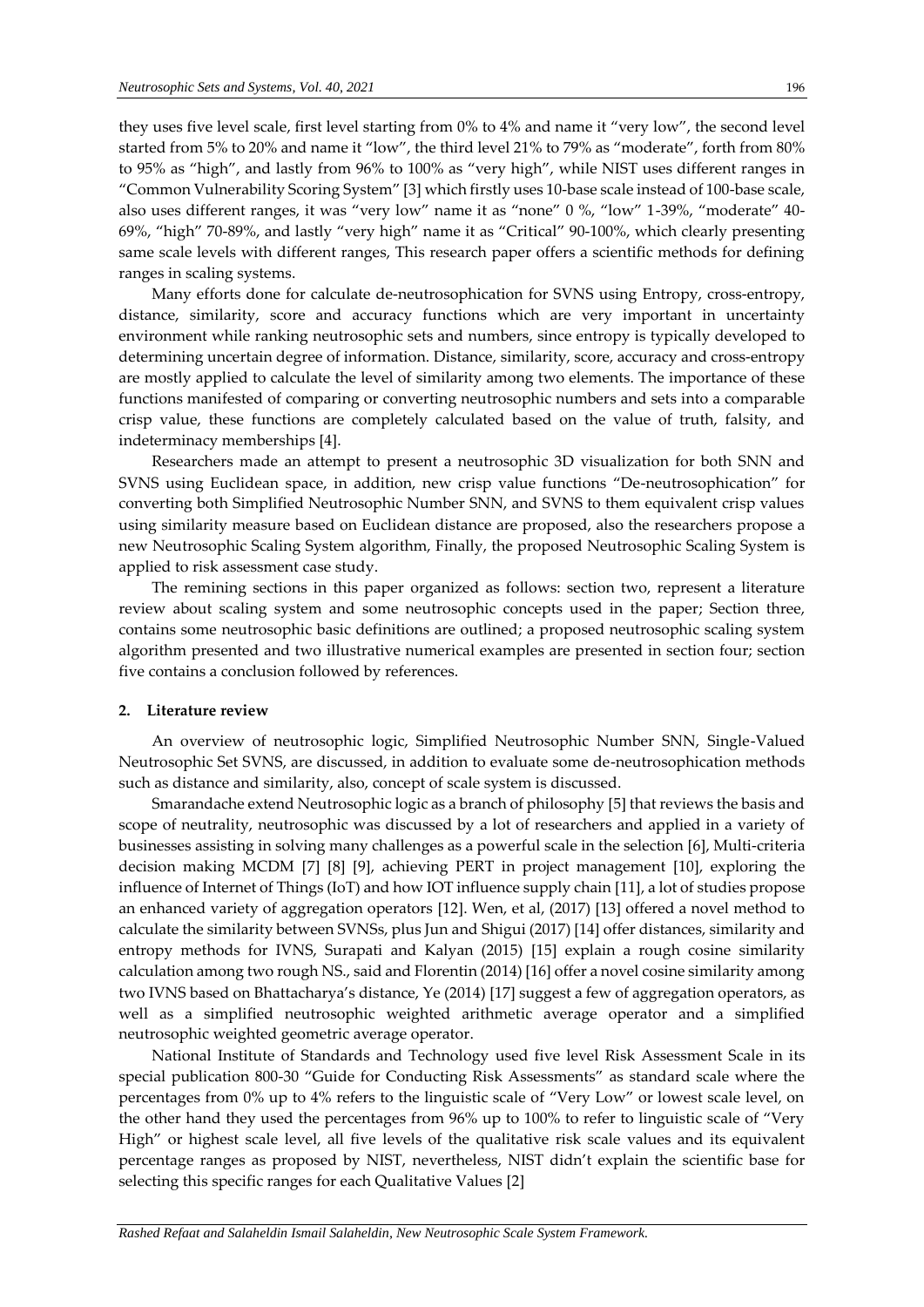they uses five level scale, first level starting from 0% to 4% and name it "very low", the second level started from 5% to 20% and name it "low", the third level 21% to 79% as "moderate", forth from 80% to 95% as "high", and lastly from 96% to 100% as "very high", while NIST uses different ranges in "Common Vulnerability Scoring System" [3] which firstly uses 10-base scale instead of 100-base scale, also uses different ranges, it was "very low" name it as "none" 0 %, "low" 1-39%, "moderate" 40-69%, "high" 70-89%, and lastly "very high" name it as "Critical" 90-100%, which clearly presenting same scale levels with different ranges, This research paper offers a scientific methods for defining ranges in scaling systems.

Many efforts done for calculate de-neutrosophication for SVNS using Entropy, cross-entropy, distance, similarity, score and accuracy functions which are very important in uncertainty environment while ranking neutrosophic sets and numbers, since entropy is typically developed to determining uncertain degree of information. Distance, similarity, score, accuracy and cross-entropy are mostly applied to calculate the level of similarity among two elements. The importance of these functions manifested of comparing or converting neutrosophic numbers and sets into a comparable crisp value, these functions are completely calculated based on the value of truth, falsity, and indeterminacy memberships [4].

Researchers made an attempt to present a neutrosophic 3D visualization for both SNN and SVNS using Euclidean space, in addition, new crisp value functions "De-neutrosophication" for converting both Simplified Neutrosophic Number SNN, and SVNS to them equivalent crisp values using similarity measure based on Euclidean distance are proposed, also the researchers propose a new Neutrosophic Scaling System algorithm, Finally, the proposed Neutrosophic Scaling System is applied to risk assessment case study.

The remining sections in this paper organized as follows: section two, represent a literature review about scaling system and some neutrosophic concepts used in the paper; Section three, contains some neutrosophic basic definitions are outlined; a proposed neutrosophic scaling system algorithm presented and two illustrative numerical examples are presented in section four; section five contains a conclusion followed by references.

## 2. Literature review

An overview of neutrosophic logic, Simplified Neutrosophic Number SNN, Single-Valued Neutrosophic Set SVNS, are discussed, in addition to evaluate some de-neutrosophication methods such as distance and similarity, also, concept of scale system is discussed.

Smarandache extend Neutrosophic logic as a branch of philosophy [5] that reviews the basis and scope of neutrality, neutrosophic was discussed by a lot of researchers and applied in a variety of businesses assisting in solving many challenges as a powerful scale in the selection [6], Multi-criteria decision making MCDM [7] [8] [9], achieving PERT in project management [10], exploring the influence of Internet of Things (IoT) and how IOT influence supply chain [11], a lot of studies propose an enhanced variety of aggregation operators [12]. Wen, et al, (2017) [13] offered a novel method to calculate the similarity between SVNSs, plus Jun and Shigui (2017) [14] offer distances, similarity and entropy methods for IVNS, Surapati and Kalyan (2015) [15] explain a rough cosine similarity calculation among two rough NS., said and Florentin (2014) [16] offer a novel cosine similarity among two IVNS based on Bhattacharya's distance, Ye (2014) [17] suggest a few of aggregation operators, as well as a simplified neutrosophic weighted arithmetic average operator and a simplified neutrosophic weighted geometric average operator.

National Institute of Standards and Technology used five level Risk Assessment Scale in its special publication 800-30 "Guide for Conducting Risk Assessments" as standard scale where the percentages from 0% up to 4% refers to the linguistic scale of "Very Low" or lowest scale level, on the other hand they used the percentages from 96% up to 100% to refer to linguistic scale of "Very High" or highest scale level, all five levels of the qualitative risk scale values and its equivalent percentage ranges as proposed by NIST, nevertheless, NIST didn't explain the scientific base for selecting this specific ranges for each Qualitative Values [2]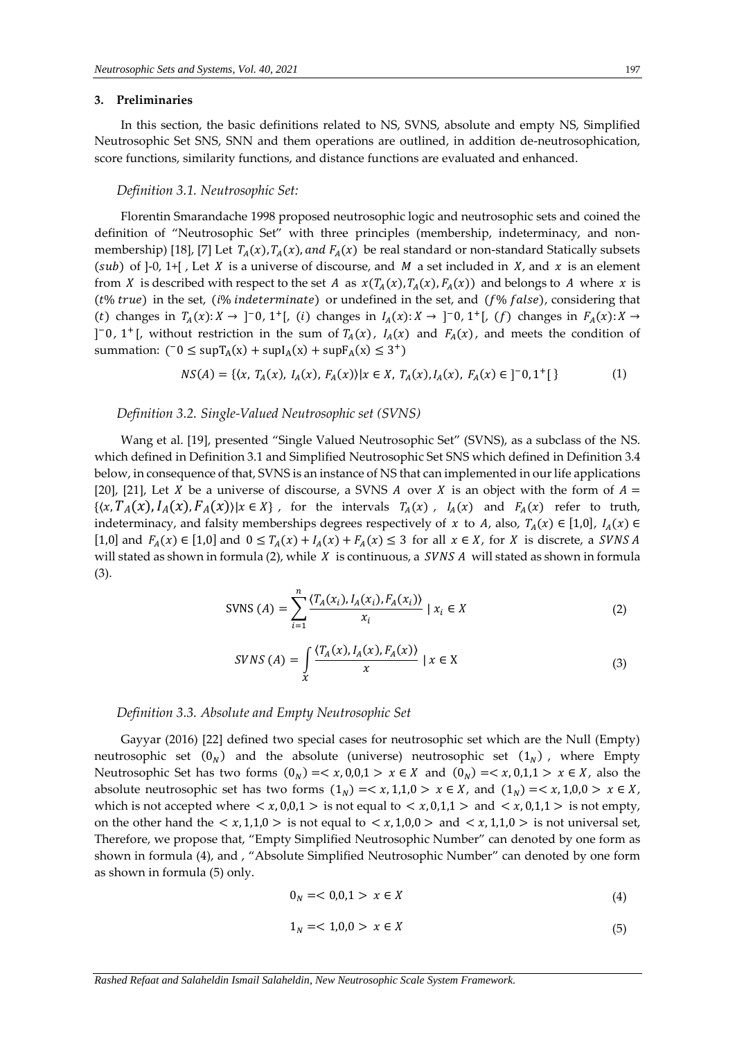## 3. Preliminaries

In this section, the basic definitions related to NS, SVNS, absolute and empty NS, Simplified Neutrosophic Set SNS, SNN and them operations are outlined, in addition de-neutrosophication, score functions, similarity functions, and distance functions are evaluated and enhanced.

### *Definition 3.1. Neutrosophic Set:*

Florentin Smarandache 1998 proposed neutrosophic logic and neutrosophic sets and coined the definition of "Neutrosophic Set" with three principles (membership, indeterminacy, and non-membership) [18], [7] Let $T_A(x), T_A(x), and\ F_A(x)$ be real standard or non-standard Statically subsets ($sub$) of ]-0, 1+[ , Let $X$ is a universe of discourse, and $M$ a set included in $X$, and $x$ is an element from $X$ is described with respect to the set $A$ as $x(T_A(x), T_A(x), F_A(x))$ and belongs to $A$ where $x$ is ($t\%\ true$) in the set, ($i\%\ indeterminate$) or undefined in the set, and ($f\%\ false$), considering that ($t$) changes in $T_A(x): X \to\ ]^{-}0, 1^{+}[$, ($i$) changes in $I_A(x): X \to\ ]^{-}0, 1^{+}[$, ($f$) changes in $F_A(x): X \to\ ]^{-}0, 1^{+}[$, without restriction in the sum of $T_A(x)$, $I_A(x)$ and $F_A(x)$, and meets the condition of summation: $({}^{-}0 \le \sup T_A(x) + \sup I_A(x) + \sup F_A(x) \le 3^{+})$

$$NS(A) = \{\langle x,\ T_A(x),\ I_A(x),\ F_A(x)\rangle | x \in X,\ T_A(x), I_A(x),\ F_A(x) \in\ ]^{-}0, 1^{+}[\ \} \tag{1}$$

### *Definition 3.2. Single-Valued Neutrosophic set (SVNS)*

Wang et al. [19], presented "Single Valued Neutrosophic Set" (SVNS), as a subclass of the NS. which defined in Definition 3.1 and Simplified Neutrosophic Set SNS which defined in Definition 3.4 below, in consequence of that, SVNS is an instance of NS that can implemented in our life applications [20], [21], Let $X$ be a universe of discourse, a SVNS $A$ over $X$ is an object with the form of $A = \{\langle x, T_A(x), I_A(x), F_A(x)\rangle | x \in X\}$, for the intervals $T_A(x)$, $I_A(x)$ and $F_A(x)$ refer to truth, indeterminacy, and falsity memberships degrees respectively of $x$ to $A$, also, $T_A(x) \in [1,0]$, $I_A(x) \in [1,0]$ and $F_A(x) \in [1,0]$ and $0 \le T_A(x) + I_A(x) + F_A(x) \le 3$ for all $x \in X$, for $X$ is discrete, a $SVNS\ A$ will stated as shown in formula (2), while $X$ is continuous, a $SVNS\ A$ will stated as shown in formula (3).

$$\text{SVNS}\ (A) = \sum_{i=1}^{n} \frac{\langle T_A(x_i), I_A(x_i), F_A(x_i)\rangle}{x_i}\ |\ x_i \in X \tag{2}$$

$$SVNS\ (A) = \int_{X} \frac{\langle T_A(x), I_A(x), F_A(x)\rangle}{x}\ |\ x \in \text{X} \tag{3}$$

### *Definition 3.3. Absolute and Empty Neutrosophic Set*

Gayyar (2016) [22] defined two special cases for neutrosophic set which are the Null (Empty) neutrosophic set $(0_N)$ and the absolute (universe) neutrosophic set $(1_N)$, where Empty Neutrosophic Set has two forms $(0_N) =< x, 0,0,1 >\ x \in X$ and $(0_N) =< x, 0,1,1 >\ x \in X$, also the absolute neutrosophic set has two forms $(1_N) =< x, 1,1,0 >\ x \in X$, and $(1_N) =< x, 1,0,0 >\ x \in X$, which is not accepted where $< x, 0,0,1 >$ is not equal to $< x, 0,1,1 >$ and $< x, 0,1,1 >$ is not empty, on the other hand the $< x, 1,1,0 >$ is not equal to $< x, 1,0,0 >$ and $< x, 1,1,0 >$ is not universal set, Therefore, we propose that, "Empty Simplified Neutrosophic Number" can denoted by one form as shown in formula (4), and , "Absolute Simplified Neutrosophic Number" can denoted by one form as shown in formula (5) only.

$$0_N =< 0,0,1 >\ x \in X \tag{4}$$

$$1_N =< 1,0,0 >\ x \in X \tag{5}$$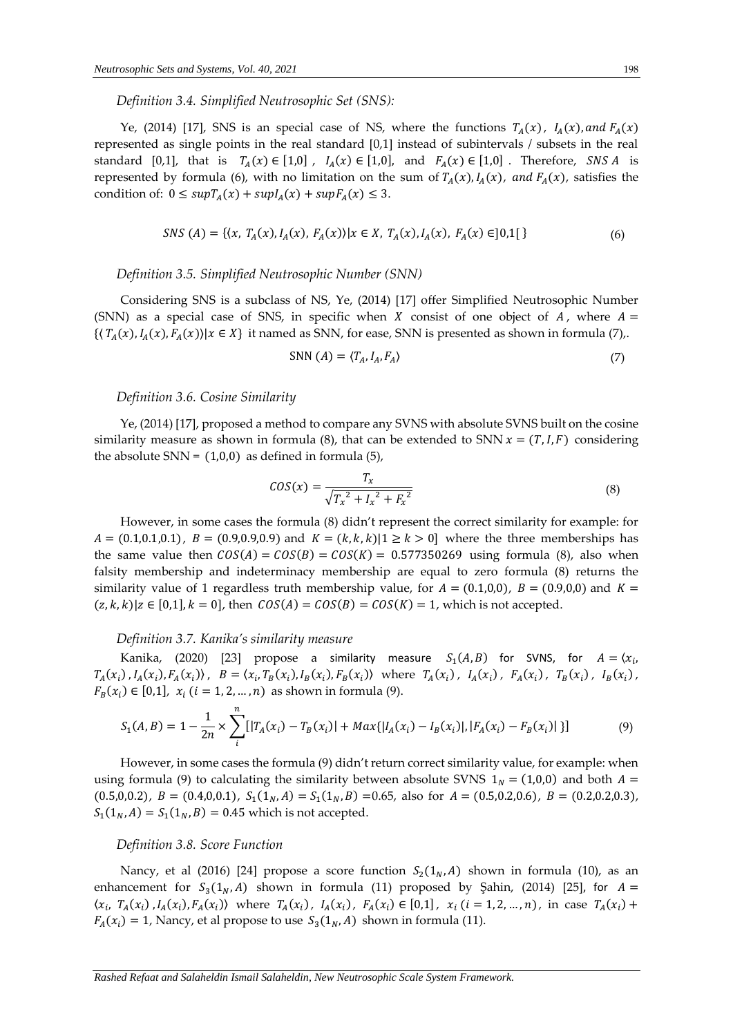*Definition 3.4. Simplified Neutrosophic Set (SNS):*

Ye, (2014) [17], SNS is an special case of NS, where the functions $T_A(x)$, $I_A(x)$, and $F_A(x)$ represented as single points in the real standard [0,1] instead of subintervals / subsets in the real standard [0,1], that is $T_A(x) \in [1,0]$ , $I_A(x) \in [1,0]$, and $F_A(x) \in [1,0]$ . Therefore, $SNS\ A$ is represented by formula (6), with no limitation on the sum of $T_A(x), I_A(x),$ and $F_A(x)$, satisfies the condition of: $0 \leq supT_A(x) + supI_A(x) + supF_A(x) \leq 3$.

$$SNS\ (A) = \{\langle x,\ T_A(x), I_A(x),\ F_A(x)\rangle | x \in X,\ T_A(x), I_A(x),\ F_A(x) \in ]0,1[\ \} \tag{6}$$

*Definition 3.5. Simplified Neutrosophic Number (SNN)*

Considering SNS is a subclass of NS, Ye, (2014) [17] offer Simplified Neutrosophic Number (SNN) as a special case of SNS, in specific when $X$ consist of one object of $A$, where $A = \{\langle T_A(x), I_A(x), F_A(x)\rangle | x \in X\}$ it named as SNN, for ease, SNN is presented as shown in formula (7),.

$$\text{SNN}\ (A) = \langle T_A, I_A, F_A \rangle \tag{7}$$

*Definition 3.6. Cosine Similarity*

Ye, (2014) [17], proposed a method to compare any SVNS with absolute SVNS built on the cosine similarity measure as shown in formula (8), that can be extended to SNN $x = (T, I, F)$ considering the absolute SNN = (1,0,0) as defined in formula (5),

$$COS(x) = \frac{T_x}{\sqrt{{T_x}^2 + {I_x}^2 + {F_x}^2}} \tag{8}$$

However, in some cases the formula (8) didn't represent the correct similarity for example: for $A = (0.1, 0.1, 0.1)$, $B = (0.9, 0.9, 0.9)$ and $K = (k, k, k) | 1 \geq k > 0]$ where the three memberships has the same value then $COS(A) = COS(B) = COS(K) = 0.577350269$ using formula (8), also when falsity membership and indeterminacy membership are equal to zero formula (8) returns the similarity value of 1 regardless truth membership value, for $A = (0.1, 0, 0)$, $B = (0.9, 0, 0)$ and $K = (z, k, k) | z \in [0,1], k = 0]$, then $COS(A) = COS(B) = COS(K) = 1$, which is not accepted.

*Definition 3.7. Kanika's similarity measure*

Kanika, (2020) [23] propose a similarity measure $S_1(A, B)$ for SVNS, for $A = \langle x_i, T_A(x_i), I_A(x_i), F_A(x_i)\rangle$, $B = \langle x_i, T_B(x_i), I_B(x_i), F_B(x_i)\rangle$ where $T_A(x_i)$, $I_A(x_i)$, $F_A(x_i)$, $T_B(x_i)$, $I_B(x_i)$, $F_B(x_i) \in [0,1]$, $x_i\ (i = 1, 2, \dots, n)$ as shown in formula (9).

$$S_1(A, B) = 1 - \frac{1}{2n} \times \sum_{i}^{n} [|T_A(x_i) - T_B(x_i)| + Max\{|I_A(x_i) - I_B(x_i)|, |F_A(x_i) - F_B(x_i)|\}] \tag{9}$$

However, in some cases the formula (9) didn't return correct similarity value, for example: when using formula (9) to calculating the similarity between absolute SVNS $1_N = (1,0,0)$ and both $A = (0.5, 0, 0.2)$, $B = (0.4, 0, 0.1)$, $S_1(1_N, A) = S_1(1_N, B) = 0.65$, also for $A = (0.5, 0.2, 0.6)$, $B = (0.2, 0.2, 0.3)$, $S_1(1_N, A) = S_1(1_N, B) = 0.45$ which is not accepted.

*Definition 3.8. Score Function*

Nancy, et al (2016) [24] propose a score function $S_2(1_N, A)$ shown in formula (10), as an enhancement for $S_3(1_N, A)$ shown in formula (11) proposed by Şahin, (2014) [25], for $A = \langle x_i,\ T_A(x_i), I_A(x_i), F_A(x_i)\rangle$ where $T_A(x_i)$, $I_A(x_i)$, $F_A(x_i) \in [0,1]$, $x_i\ (i = 1, 2, \dots, n)$, in case $T_A(x_i) + F_A(x_i) = 1$, Nancy, et al propose to use $S_3(1_N, A)$ shown in formula (11).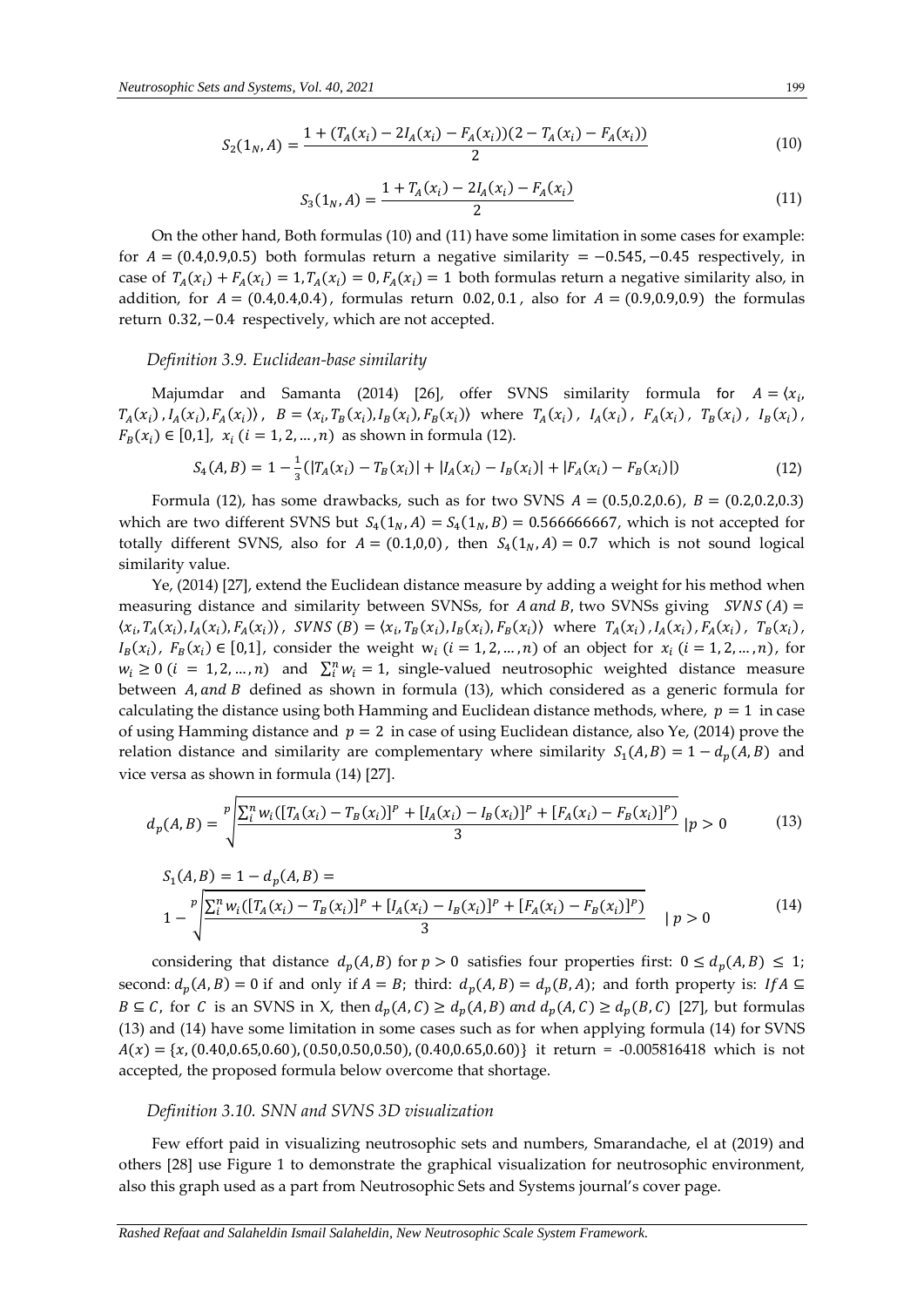$$S_2(1_N, A) = \frac{1 + (T_A(x_i) - 2I_A(x_i) - F_A(x_i))(2 - T_A(x_i) - F_A(x_i))}{2} \tag{10}$$

$$S_3(1_N, A) = \frac{1 + T_A(x_i) - 2I_A(x_i) - F_A(x_i)}{2} \tag{11}$$

On the other hand, Both formulas (10) and (11) have some limitation in some cases for example: for $A = (0.4,0.9,0.5)$ both formulas return a negative similarity $= -0.545, -0.45$ respectively, in case of $T_A(x_i) + F_A(x_i) = 1, T_A(x_i) = 0, F_A(x_i) = 1$ both formulas return a negative similarity also, in addition, for $A = (0.4,0.4,0.4)$, formulas return $0.02, 0.1$, also for $A = (0.9,0.9,0.9)$ the formulas return $0.32, -0.4$ respectively, which are not accepted.

*Definition 3.9. Euclidean-base similarity*

Majumdar and Samanta (2014) [26], offer SVNS similarity formula for $A = \langle x_i, T_A(x_i), I_A(x_i), F_A(x_i) \rangle$, $B = \langle x_i, T_B(x_i), I_B(x_i), F_B(x_i) \rangle$ where $T_A(x_i)$, $I_A(x_i)$, $F_A(x_i)$, $T_B(x_i)$, $I_B(x_i)$, $F_B(x_i) \in [0,1]$, $x_i$ $(i = 1, 2, \dots, n)$ as shown in formula (12).

$$S_4(A, B) = 1 - \tfrac{1}{3}(|T_A(x_i) - T_B(x_i)| + |I_A(x_i) - I_B(x_i)| + |F_A(x_i) - F_B(x_i)|) \tag{12}$$

Formula (12), has some drawbacks, such as for two SVNS $A = (0.5,0.2,0.6)$, $B = (0.2,0.2,0.3)$ which are two different SVNS but $S_4(1_N, A) = S_4(1_N, B) = 0.566666667$, which is not accepted for totally different SVNS, also for $A = (0.1,0,0)$, then $S_4(1_N, A) = 0.7$ which is not sound logical similarity value.

Ye, (2014) [27], extend the Euclidean distance measure by adding a weight for his method when measuring distance and similarity between SVNSs, for $A$ *and* $B$, two SVNSs giving $SVNS\,(A) = \langle x_i, T_A(x_i), I_A(x_i), F_A(x_i) \rangle$, $SVNS\,(B) = \langle x_i, T_B(x_i), I_B(x_i), F_B(x_i) \rangle$ where $T_A(x_i)$, $I_A(x_i)$, $F_A(x_i)$, $T_B(x_i)$, $I_B(x_i)$, $F_B(x_i) \in [0,1]$, consider the weight $w_i$ $(i = 1, 2, \dots, n)$ of an object for $x_i$ $(i = 1, 2, \dots, n)$, for $w_i \geq 0$ $(i = 1, 2, \dots, n)$ and $\sum_i^n w_i = 1$, single-valued neutrosophic weighted distance measure between $A,$ *and* $B$ defined as shown in formula (13), which considered as a generic formula for calculating the distance using both Hamming and Euclidean distance methods, where, $p = 1$ in case of using Hamming distance and $p = 2$ in case of using Euclidean distance, also Ye, (2014) prove the relation distance and similarity are complementary where similarity $S_1(A, B) = 1 - d_p(A, B)$ and vice versa as shown in formula (14) [27].

$$d_p(A, B) = \sqrt[p]{\frac{\sum_i^n w_i([T_A(x_i) - T_B(x_i)]^p + [I_A(x_i) - I_B(x_i)]^p + [F_A(x_i) - F_B(x_i)]^p)}{3}} \;|p > 0 \tag{13}$$

$$S_1(A, B) = 1 - d_p(A, B) = \\ 1 - \sqrt[p]{\frac{\sum_i^n w_i([T_A(x_i) - T_B(x_i)]^p + [I_A(x_i) - I_B(x_i)]^p + [F_A(x_i) - F_B(x_i)]^p)}{3}} \quad | \, p > 0 \tag{14}$$

considering that distance $d_p(A, B)$ for $p > 0$ satisfies four properties first: $0 \leq d_p(A, B) \leq 1$; second: $d_p(A, B) = 0$ if and only if $A = B$; third: $d_p(A, B) = d_p(B, A)$; and forth property is: $If A \subseteq B \subseteq C$, for $C$ is an SVNS in X, then $d_p(A, C) \geq d_p(A, B)$ *and* $d_p(A, C) \geq d_p(B, C)$ [27], but formulas (13) and (14) have some limitation in some cases such as for when applying formula (14) for SVNS $A(x) = \{x, (0.40,0.65,0.60), (0.50,0.50,0.50), (0.40,0.65,0.60)\}$ it return = -0.005816418 which is not accepted, the proposed formula below overcome that shortage.

*Definition 3.10. SNN and SVNS 3D visualization*

Few effort paid in visualizing neutrosophic sets and numbers, Smarandache, el at (2019) and others [28] use Figure 1 to demonstrate the graphical visualization for neutrosophic environment, also this graph used as a part from Neutrosophic Sets and Systems journal's cover page.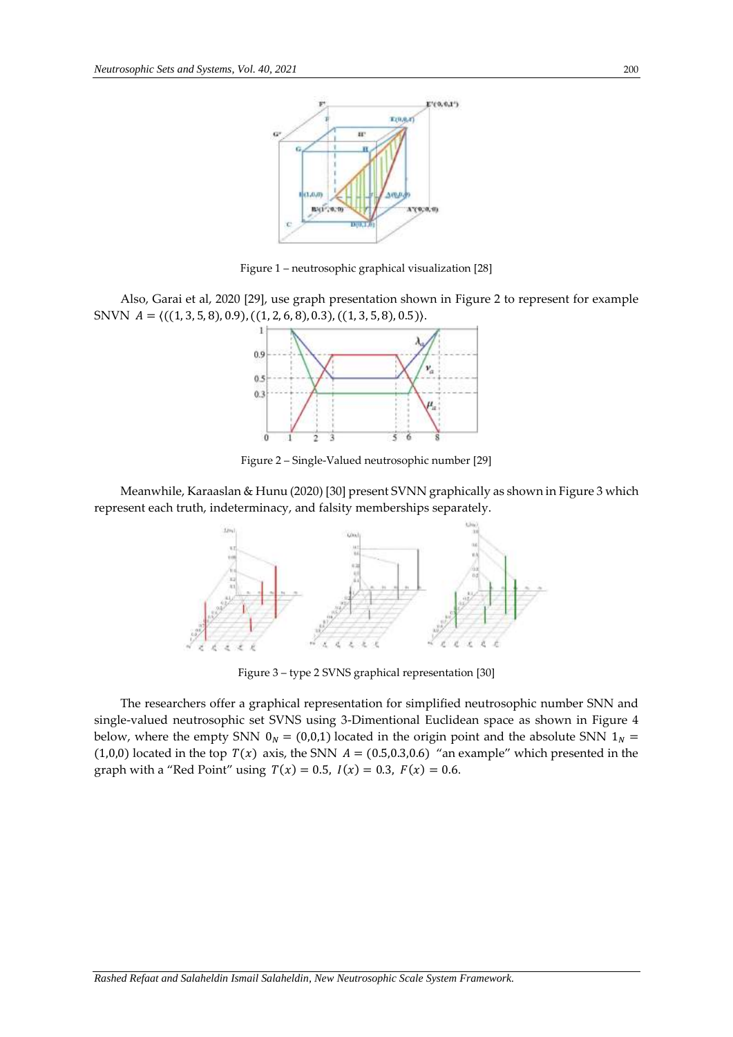Figure 1 – neutrosophic graphical visualization [28]

Also, Garai et al, 2020 [29], use graph presentation shown in Figure 2 to represent for example SNVN $A = \langle((1,3,5,8),0.9),((1,2,6,8),0.3),((1,3,5,8),0.5)\rangle$.

Figure 2 – Single-Valued neutrosophic number [29]

Meanwhile, Karaaslan & Hunu (2020) [30] present SVNN graphically as shown in Figure 3 which represent each truth, indeterminacy, and falsity memberships separately.

Figure 3 – type 2 SVNS graphical representation [30]

The researchers offer a graphical representation for simplified neutrosophic number SNN and single-valued neutrosophic set SVNS using 3-Dimentional Euclidean space as shown in Figure 4 below, where the empty SNN $0_N = (0,0,1)$ located in the origin point and the absolute SNN $1_N = (1,0,0)$ located in the top $T(x)$ axis, the SNN $A = (0.5,0.3,0.6)$ "an example" which presented in the graph with a "Red Point" using $T(x) = 0.5,\ I(x) = 0.3,\ F(x) = 0.6$.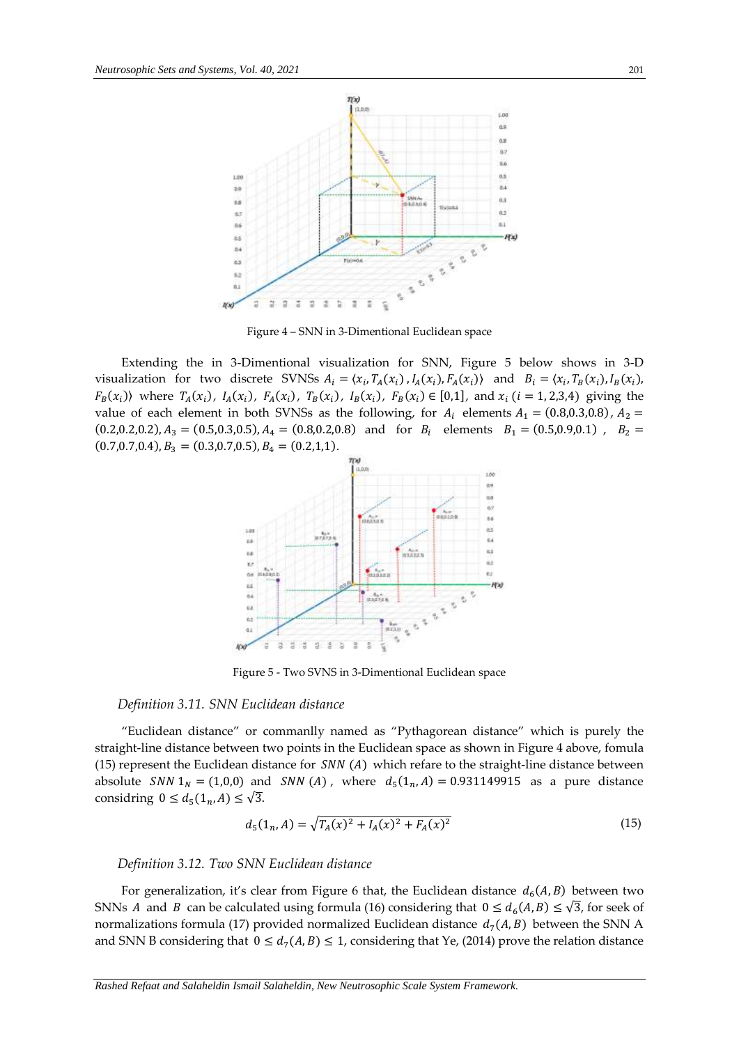Figure 4 – SNN in 3-Dimentional Euclidean space

Extending the in 3-Dimentional visualization for SNN, Figure 5 below shows in 3-D visualization for two discrete SVNSs $A_i = \langle x_i, T_A(x_i), I_A(x_i), F_A(x_i)\rangle$ and $B_i = \langle x_i, T_B(x_i), I_B(x_i), F_B(x_i)\rangle$ where $T_A(x_i)$, $I_A(x_i)$, $F_A(x_i)$, $T_B(x_i)$, $I_B(x_i)$, $F_B(x_i) \in [0,1]$, and $x_i$ $(i = 1,2,3,4)$ giving the value of each element in both SVNSs as the following, for $A_i$ elements $A_1 = (0.8,0.3,0.8)$, $A_2 = (0.2,0.2,0.2)$, $A_3 = (0.5,0.3,0.5)$, $A_4 = (0.8,0.2,0.8)$ and for $B_i$ elements $B_1 = (0.5,0.9,0.1)$, $B_2 = (0.7,0.7,0.4)$, $B_3 = (0.3,0.7,0.5)$, $B_4 = (0.2,1,1)$.

Figure 5 - Two SVNS in 3-Dimentional Euclidean space

*Definition 3.11. SNN Euclidean distance*

"Euclidean distance" or commanlly named as "Pythagorean distance" which is purely the straight-line distance between two points in the Euclidean space as shown in Figure 4 above, fomula (15) represent the Euclidean distance for $SNN\ (A)$ which refare to the straight-line distance between absolute $SNN\ 1_N = (1,0,0)$ and $SNN\ (A)$, where $d_5(1_n, A) = 0.931149915$ as a pure distance considring $0 \le d_5(1_n, A) \le \sqrt{3}$.

$$d_5(1_n, A) = \sqrt{T_A(x)^2 + I_A(x)^2 + F_A(x)^2} \tag{15}$$

*Definition 3.12. Two SNN Euclidean distance*

For generalization, it's clear from Figure 6 that, the Euclidean distance $d_6(A, B)$ between two SNNs $A$ and $B$ can be calculated using formula (16) considering that $0 \le d_6(A, B) \le \sqrt{3}$, for seek of normalizations formula (17) provided normalized Euclidean distance $d_7(A, B)$ between the SNN A and SNN B considering that $0 \le d_7(A, B) \le 1$, considering that Ye, (2014) prove the relation distance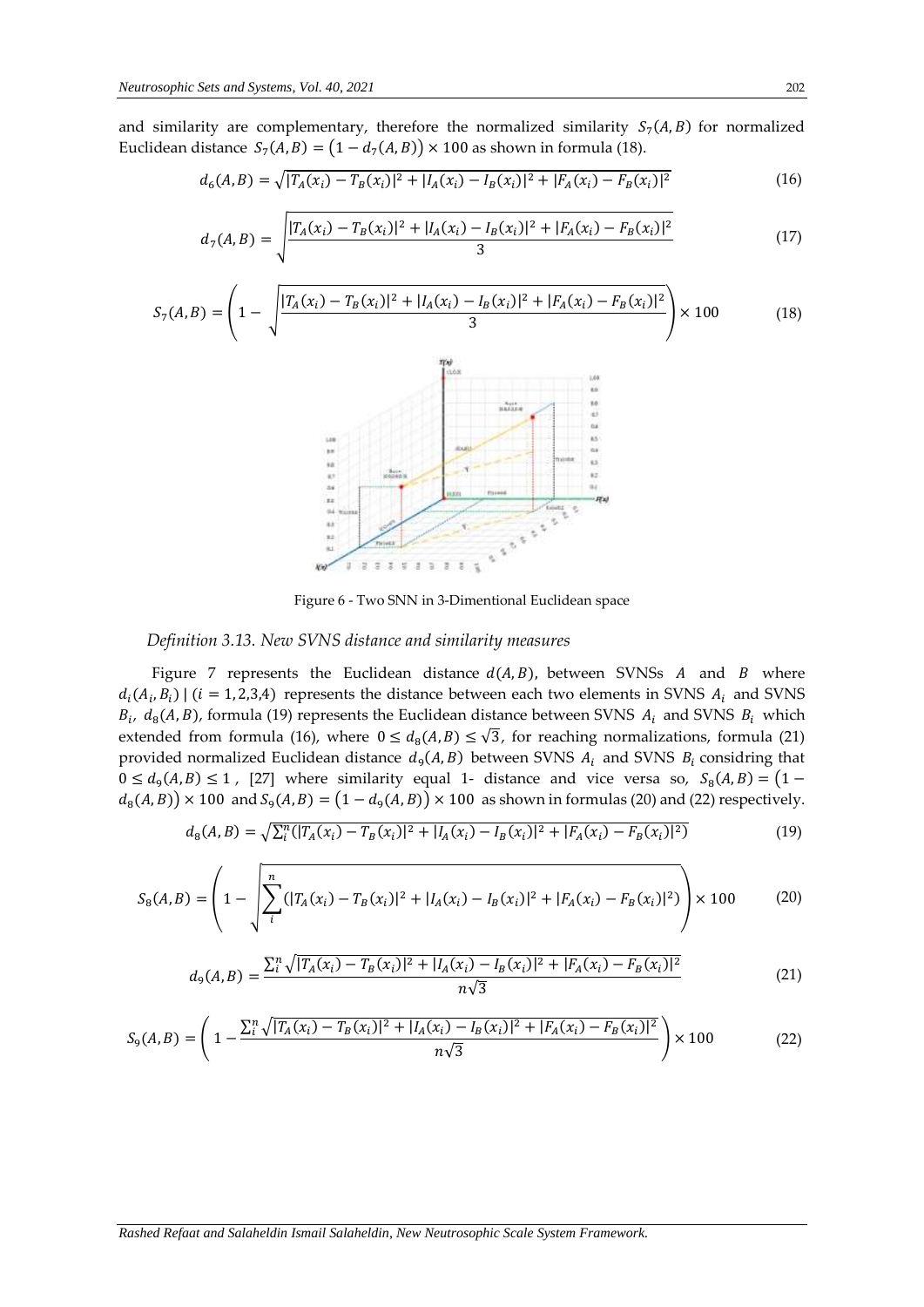and similarity are complementary, therefore the normalized similarity $S_7(A,B)$ for normalized Euclidean distance $S_7(A,B) = (1 - d_7(A,B)) \times 100$ as shown in formula (18).

$$d_6(A,B) = \sqrt{|T_A(x_i) - T_B(x_i)|^2 + |I_A(x_i) - I_B(x_i)|^2 + |F_A(x_i) - F_B(x_i)|^2} \tag{16}$$

$$d_7(A,B) = \sqrt{\frac{|T_A(x_i) - T_B(x_i)|^2 + |I_A(x_i) - I_B(x_i)|^2 + |F_A(x_i) - F_B(x_i)|^2}{3}} \tag{17}$$

$$S_7(A,B) = \left(1 - \sqrt{\frac{|T_A(x_i) - T_B(x_i)|^2 + |I_A(x_i) - I_B(x_i)|^2 + |F_A(x_i) - F_B(x_i)|^2}{3}}\right) \times 100 \tag{18}$$

Figure 6 - Two SNN in 3-Dimentional Euclidean space

*Definition 3.13. New SVNS distance and similarity measures*

Figure 7 represents the Euclidean distance $d(A,B)$, between SVNSs $A$ and $B$ where $d_i(A_i, B_i) \mid (i = 1,2,3,4)$ represents the distance between each two elements in SVNS $A_i$ and SVNS $B_i$, $d_8(A,B)$, formula (19) represents the Euclidean distance between SVNS $A_i$ and SVNS $B_i$ which extended from formula (16), where $0 \leq d_8(A,B) \leq \sqrt{3}$, for reaching normalizations, formula (21) provided normalized Euclidean distance $d_9(A,B)$ between SVNS $A_i$ and SVNS $B_i$ considring that $0 \leq d_9(A,B) \leq 1$, [27] where similarity equal 1- distance and vice versa so, $S_8(A,B) = (1 - d_8(A,B)) \times 100$ and $S_9(A,B) = (1 - d_9(A,B)) \times 100$ as shown in formulas (20) and (22) respectively.

$$d_8(A,B) = \sqrt{\sum_i^n (|T_A(x_i) - T_B(x_i)|^2 + |I_A(x_i) - I_B(x_i)|^2 + |F_A(x_i) - F_B(x_i)|^2)} \tag{19}$$

$$S_8(A,B) = \left(1 - \sqrt{\sum_i^n (|T_A(x_i) - T_B(x_i)|^2 + |I_A(x_i) - I_B(x_i)|^2 + |F_A(x_i) - F_B(x_i)|^2)}\right) \times 100 \tag{20}$$

$$d_9(A,B) = \frac{\sum_i^n \sqrt{|T_A(x_i) - T_B(x_i)|^2 + |I_A(x_i) - I_B(x_i)|^2 + |F_A(x_i) - F_B(x_i)|^2}}{n\sqrt{3}} \tag{21}$$

$$S_9(A,B) = \left(1 - \frac{\sum_i^n \sqrt{|T_A(x_i) - T_B(x_i)|^2 + |I_A(x_i) - I_B(x_i)|^2 + |F_A(x_i) - F_B(x_i)|^2}}{n\sqrt{3}}\right) \times 100 \tag{22}$$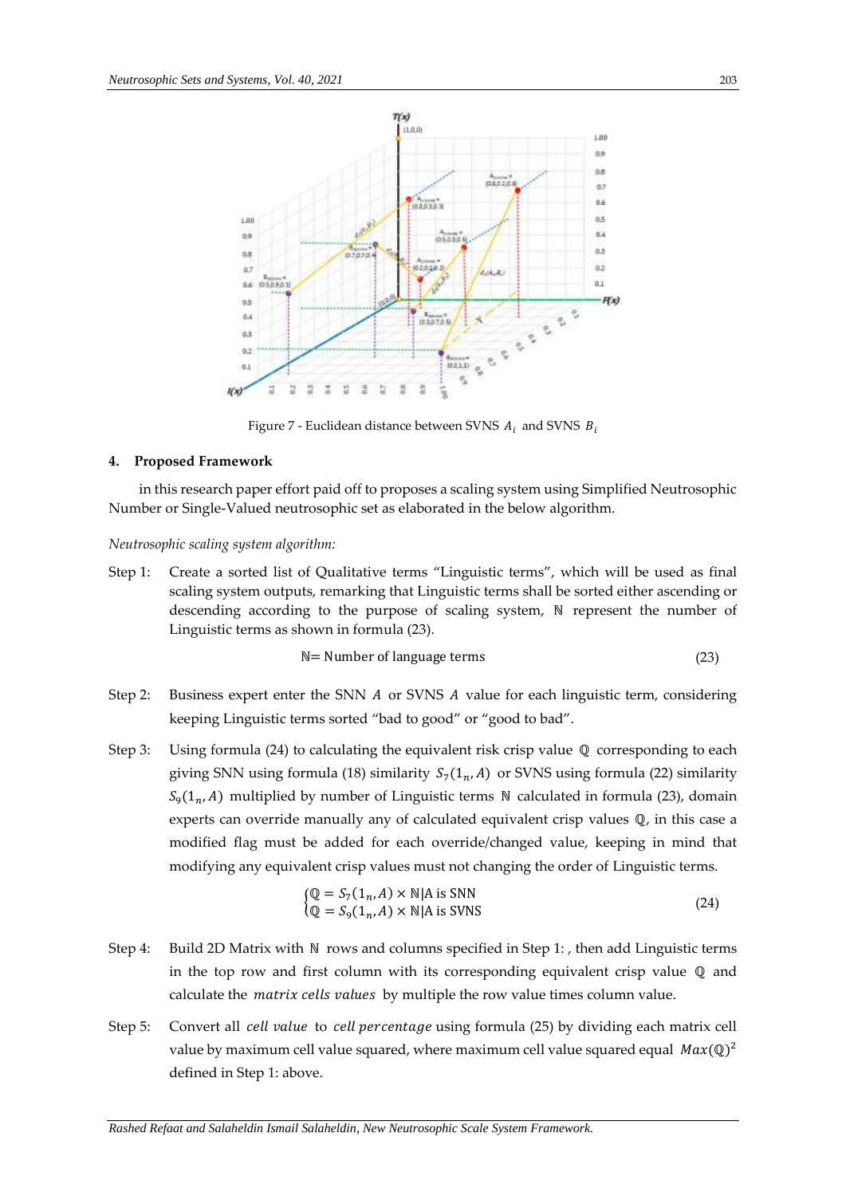Figure 7 - Euclidean distance between SVNS $A_i$ and SVNS $B_i$

## 4. Proposed Framework

in this research paper effort paid off to proposes a scaling system using Simplified Neutrosophic Number or Single-Valued neutrosophic set as elaborated in the below algorithm.

*Neutrosophic scaling system algorithm:*

Step 1: Create a sorted list of Qualitative terms "Linguistic terms", which will be used as final scaling system outputs, remarking that Linguistic terms shall be sorted either ascending or descending according to the purpose of scaling system, $\mathbb{N}$ represent the number of Linguistic terms as shown in formula (23).

$$\mathbb{N} = \text{Number of language terms} \tag{23}$$

Step 2: Business expert enter the SNN $A$ or SVNS $A$ value for each linguistic term, considering keeping Linguistic terms sorted "bad to good" or "good to bad".

Step 3: Using formula (24) to calculating the equivalent risk crisp value $\mathbb{Q}$ corresponding to each giving SNN using formula (18) similarity $S_7(1_n, A)$ or SVNS using formula (22) similarity $S_9(1_n, A)$ multiplied by number of Linguistic terms $\mathbb{N}$ calculated in formula (23), domain experts can override manually any of calculated equivalent crisp values $\mathbb{Q}$, in this case a modified flag must be added for each override/changed value, keeping in mind that modifying any equivalent crisp values must not changing the order of Linguistic terms.

$$\begin{cases} \mathbb{Q} = S_7(1_n, A) \times \mathbb{N} | A \text{ is SNN} \\ \mathbb{Q} = S_9(1_n, A) \times \mathbb{N} | A \text{ is SVNS} \end{cases} \tag{24}$$

Step 4: Build 2D Matrix with $\mathbb{N}$ rows and columns specified in Step 1: , then add Linguistic terms in the top row and first column with its corresponding equivalent crisp value $\mathbb{Q}$ and calculate the *matrix cells values* by multiple the row value times column value.

Step 5: Convert all *cell value* to *cell percentage* using formula (25) by dividing each matrix cell value by maximum cell value squared, where maximum cell value squared equal $Max(\mathbb{Q})^2$ defined in Step 1: above.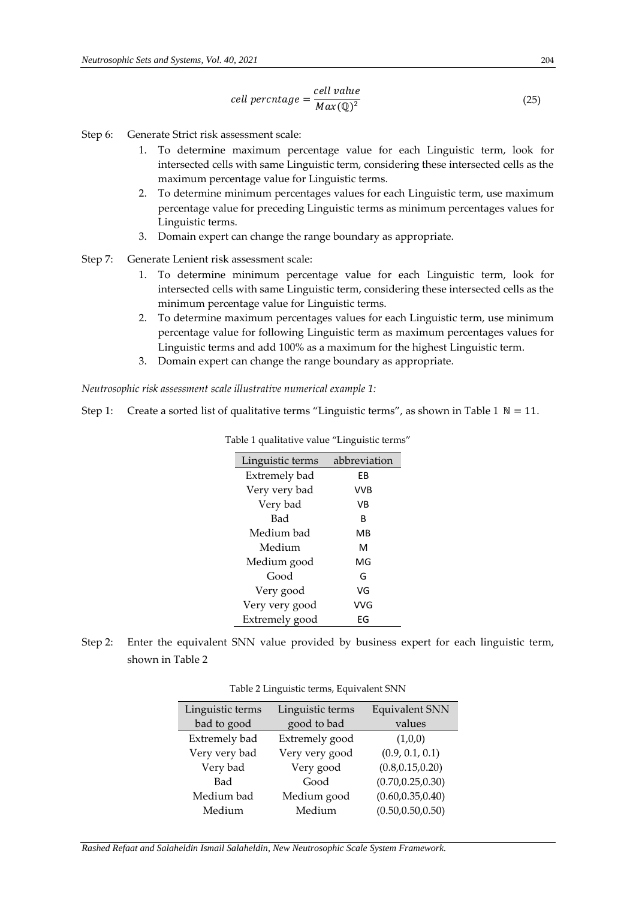$$cell\ percntage = \frac{cell\ value}{Max(\mathbb{Q})^2} \tag{25}$$

Step 6: Generate Strict risk assessment scale:

1. To determine maximum percentage value for each Linguistic term, look for intersected cells with same Linguistic term, considering these intersected cells as the maximum percentage value for Linguistic terms.
2. To determine minimum percentages values for each Linguistic term, use maximum percentage value for preceding Linguistic terms as minimum percentages values for Linguistic terms.
3. Domain expert can change the range boundary as appropriate.

Step 7: Generate Lenient risk assessment scale:

1. To determine minimum percentage value for each Linguistic term, look for intersected cells with same Linguistic term, considering these intersected cells as the minimum percentage value for Linguistic terms.
2. To determine maximum percentages values for each Linguistic term, use minimum percentage value for following Linguistic term as maximum percentages values for Linguistic terms and add 100% as a maximum for the highest Linguistic term.
3. Domain expert can change the range boundary as appropriate.

*Neutrosophic risk assessment scale illustrative numerical example 1:*

Step 1: Create a sorted list of qualitative terms "Linguistic terms", as shown in Table 1 $\mathbb{N} = 11$.

Table 1 qualitative value "Linguistic terms"

| Linguistic terms | abbreviation |
|---|---|
| Extremely bad | EB |
| Very very bad | VVB |
| Very bad | VB |
| Bad | B |
| Medium bad | MB |
| Medium | M |
| Medium good | MG |
| Good | G |
| Very good | VG |
| Very very good | VVG |
| Extremely good | EG |

Step 2: Enter the equivalent SNN value provided by business expert for each linguistic term, shown in Table 2

Table 2 Linguistic terms, Equivalent SNN

| Linguistic terms bad to good | Linguistic terms good to bad | Equivalent SNN values |
|---|---|---|
| Extremely bad | Extremely good | (1,0,0) |
| Very very bad | Very very good | (0.9, 0.1, 0.1) |
| Very bad | Very good | (0.8,0.15,0.20) |
| Bad | Good | (0.70,0.25,0.30) |
| Medium bad | Medium good | (0.60,0.35,0.40) |
| Medium | Medium | (0.50,0.50,0.50) |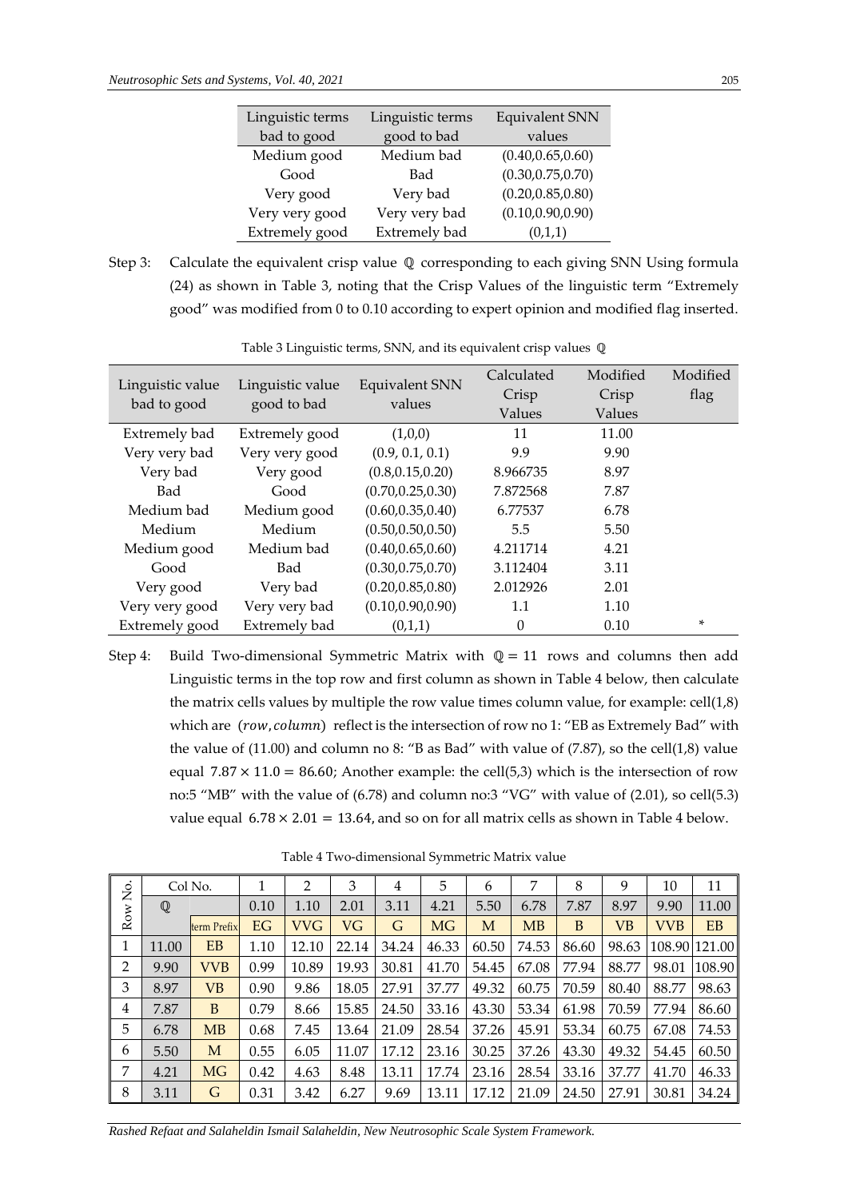| Linguistic terms bad to good | Linguistic terms good to bad | Equivalent SNN values |
|---|---|---|
| Medium good | Medium bad | (0.40,0.65,0.60) |
| Good | Bad | (0.30,0.75,0.70) |
| Very good | Very bad | (0.20,0.85,0.80) |
| Very very good | Very very bad | (0.10,0.90,0.90) |
| Extremely good | Extremely bad | (0,1,1) |

Step 3: Calculate the equivalent crisp value $\mathbb{Q}$ corresponding to each giving SNN Using formula (24) as shown in Table 3, noting that the Crisp Values of the linguistic term "Extremely good" was modified from 0 to 0.10 according to expert opinion and modified flag inserted.

Table 3 Linguistic terms, SNN, and its equivalent crisp values $\mathbb{Q}$

| Linguistic value bad to good | Linguistic value good to bad | Equivalent SNN values | Calculated Crisp Values | Modified Crisp Values | Modified flag |
|---|---|---|---|---|---|
| Extremely bad | Extremely good | (1,0,0) | 11 | 11.00 | |
| Very very bad | Very very good | (0.9, 0.1, 0.1) | 9.9 | 9.90 | |
| Very bad | Very good | (0.8,0.15,0.20) | 8.966735 | 8.97 | |
| Bad | Good | (0.70,0.25,0.30) | 7.872568 | 7.87 | |
| Medium bad | Medium good | (0.60,0.35,0.40) | 6.77537 | 6.78 | |
| Medium | Medium | (0.50,0.50,0.50) | 5.5 | 5.50 | |
| Medium good | Medium bad | (0.40,0.65,0.60) | 4.211714 | 4.21 | |
| Good | Bad | (0.30,0.75,0.70) | 3.112404 | 3.11 | |
| Very good | Very bad | (0.20,0.85,0.80) | 2.012926 | 2.01 | |
| Very very good | Very very bad | (0.10,0.90,0.90) | 1.1 | 1.10 | |
| Extremely good | Extremely bad | (0,1,1) | 0 | 0.10 | * |

Step 4: Build Two-dimensional Symmetric Matrix with $\mathbb{Q} = 11$ rows and columns then add Linguistic terms in the top row and first column as shown in Table 4 below, then calculate the matrix cells values by multiple the row value times column value, for example: cell(1,8) which are $(row, column)$ reflect is the intersection of row no 1: "EB as Extremely Bad" with the value of (11.00) and column no 8: "B as Bad" with value of (7.87), so the cell(1,8) value equal $7.87 \times 11.0 = 86.60$; Another example: the cell(5,3) which is the intersection of row no:5 "MB" with the value of (6.78) and column no:3 "VG" with value of (2.01), so cell(5.3) value equal $6.78 \times 2.01 = 13.64$, and so on for all matrix cells as shown in Table 4 below.

Table 4 Two-dimensional Symmetric Matrix value

| Row No. | Col No. | | 1 | 2 | 3 | 4 | 5 | 6 | 7 | 8 | 9 | 10 | 11 |
|---|---|---|---|---|---|---|---|---|---|---|---|---|---|
| | $\mathbb{Q}$ | | 0.10 | 1.10 | 2.01 | 3.11 | 4.21 | 5.50 | 6.78 | 7.87 | 8.97 | 9.90 | 11.00 |
| | | term Prefix | EG | VVG | VG | G | MG | M | MB | B | VB | VVB | EB |
| 1 | 11.00 | EB | 1.10 | 12.10 | 22.14 | 34.24 | 46.33 | 60.50 | 74.53 | 86.60 | 98.63 | 108.90 | 121.00 |
| 2 | 9.90 | VVB | 0.99 | 10.89 | 19.93 | 30.81 | 41.70 | 54.45 | 67.08 | 77.94 | 88.77 | 98.01 | 108.90 |
| 3 | 8.97 | VB | 0.90 | 9.86 | 18.05 | 27.91 | 37.77 | 49.32 | 60.75 | 70.59 | 80.40 | 88.77 | 98.63 |
| 4 | 7.87 | B | 0.79 | 8.66 | 15.85 | 24.50 | 33.16 | 43.30 | 53.34 | 61.98 | 70.59 | 77.94 | 86.60 |
| 5 | 6.78 | MB | 0.68 | 7.45 | 13.64 | 21.09 | 28.54 | 37.26 | 45.91 | 53.34 | 60.75 | 67.08 | 74.53 |
| 6 | 5.50 | M | 0.55 | 6.05 | 11.07 | 17.12 | 23.16 | 30.25 | 37.26 | 43.30 | 49.32 | 54.45 | 60.50 |
| 7 | 4.21 | MG | 0.42 | 4.63 | 8.48 | 13.11 | 17.74 | 23.16 | 28.54 | 33.16 | 37.77 | 41.70 | 46.33 |
| 8 | 3.11 | G | 0.31 | 3.42 | 6.27 | 9.69 | 13.11 | 17.12 | 21.09 | 24.50 | 27.91 | 30.81 | 34.24 |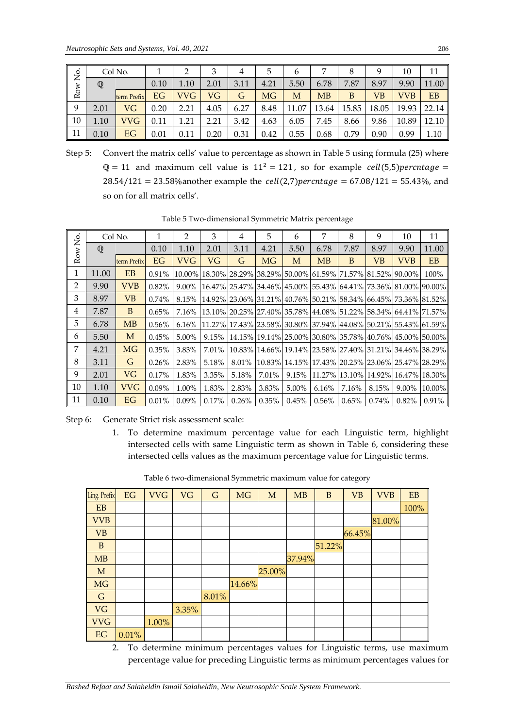| Row No. | Col No. | | 1 | 2 | 3 | 4 | 5 | 6 | 7 | 8 | 9 | 10 | 11 |
|---|---|---|---|---|---|---|---|---|---|---|---|---|---|
| | $\mathbb{Q}$ | | 0.10 | 1.10 | 2.01 | 3.11 | 4.21 | 5.50 | 6.78 | 7.87 | 8.97 | 9.90 | 11.00 |
| | | term Prefix | EG | VVG | VG | G | MG | M | MB | B | VB | VVB | EB |
| 9 | 2.01 | VG | 0.20 | 2.21 | 4.05 | 6.27 | 8.48 | 11.07 | 13.64 | 15.85 | 18.05 | 19.93 | 22.14 |
| 10 | 1.10 | VVG | 0.11 | 1.21 | 2.21 | 3.42 | 4.63 | 6.05 | 7.45 | 8.66 | 9.86 | 10.89 | 12.10 |
| 11 | 0.10 | EG | 0.01 | 0.11 | 0.20 | 0.31 | 0.42 | 0.55 | 0.68 | 0.79 | 0.90 | 0.99 | 1.10 |

Step 5: Convert the matrix cells' value to percentage as shown in Table 5 using formula (25) where $\mathbb{Q} = 11$ and maximum cell value is $11^2 = 121$, so for example $cell(5,5)percntage = 28.54/121 = 23.58\%$another example the $cell(2,7)percntage = 67.08/121 = 55.43\%$, and so on for all matrix cells'.

Table 5 Two-dimensional Symmetric Matrix percentage

| Row No. | Col No. | | 1 | 2 | 3 | 4 | 5 | 6 | 7 | 8 | 9 | 10 | 11 |
|---|---|---|---|---|---|---|---|---|---|---|---|---|---|
| | $\mathbb{Q}$ | | 0.10 | 1.10 | 2.01 | 3.11 | 4.21 | 5.50 | 6.78 | 7.87 | 8.97 | 9.90 | 11.00 |
| | | term Prefix | EG | VVG | VG | G | MG | M | MB | B | VB | VVB | EB |
| 1 | 11.00 | EB | 0.91% | 10.00% | 18.30% | 28.29% | 38.29% | 50.00% | 61.59% | 71.57% | 81.52% | 90.00% | 100% |
| 2 | 9.90 | VVB | 0.82% | 9.00% | 16.47% | 25.47% | 34.46% | 45.00% | 55.43% | 64.41% | 73.36% | 81.00% | 90.00% |
| 3 | 8.97 | VB | 0.74% | 8.15% | 14.92% | 23.06% | 31.21% | 40.76% | 50.21% | 58.34% | 66.45% | 73.36% | 81.52% |
| 4 | 7.87 | B | 0.65% | 7.16% | 13.10% | 20.25% | 27.40% | 35.78% | 44.08% | 51.22% | 58.34% | 64.41% | 71.57% |
| 5 | 6.78 | MB | 0.56% | 6.16% | 11.27% | 17.43% | 23.58% | 30.80% | 37.94% | 44.08% | 50.21% | 55.43% | 61.59% |
| 6 | 5.50 | M | 0.45% | 5.00% | 9.15% | 14.15% | 19.14% | 25.00% | 30.80% | 35.78% | 40.76% | 45.00% | 50.00% |
| 7 | 4.21 | MG | 0.35% | 3.83% | 7.01% | 10.83% | 14.66% | 19.14% | 23.58% | 27.40% | 31.21% | 34.46% | 38.29% |
| 8 | 3.11 | G | 0.26% | 2.83% | 5.18% | 8.01% | 10.83% | 14.15% | 17.43% | 20.25% | 23.06% | 25.47% | 28.29% |
| 9 | 2.01 | VG | 0.17% | 1.83% | 3.35% | 5.18% | 7.01% | 9.15% | 11.27% | 13.10% | 14.92% | 16.47% | 18.30% |
| 10 | 1.10 | VVG | 0.09% | 1.00% | 1.83% | 2.83% | 3.83% | 5.00% | 6.16% | 7.16% | 8.15% | 9.00% | 10.00% |
| 11 | 0.10 | EG | 0.01% | 0.09% | 0.17% | 0.26% | 0.35% | 0.45% | 0.56% | 0.65% | 0.74% | 0.82% | 0.91% |

Step 6: Generate Strict risk assessment scale:

1. To determine maximum percentage value for each Linguistic term, highlight intersected cells with same Linguistic term as shown in Table 6, considering these intersected cells values as the maximum percentage value for Linguistic terms.

Table 6 two-dimensional Symmetric maximum value for category

| Ling. Prefix | EG | VVG | VG | G | MG | M | MB | B | VB | VVB | EB |
|---|---|---|---|---|---|---|---|---|---|---|---|
| EB | | | | | | | | | | | 100% |
| VVB | | | | | | | | | | 81.00% | |
| VB | | | | | | | | | 66.45% | | |
| B | | | | | | | | 51.22% | | | |
| MB | | | | | | | 37.94% | | | | |
| M | | | | | | 25.00% | | | | | |
| MG | | | | | 14.66% | | | | | | |
| G | | | | 8.01% | | | | | | | |
| VG | | | 3.35% | | | | | | | | |
| VVG | | 1.00% | | | | | | | | | |
| EG | 0.01% | | | | | | | | | | |

2. To determine minimum percentages values for Linguistic terms, use maximum percentage value for preceding Linguistic terms as minimum percentages values for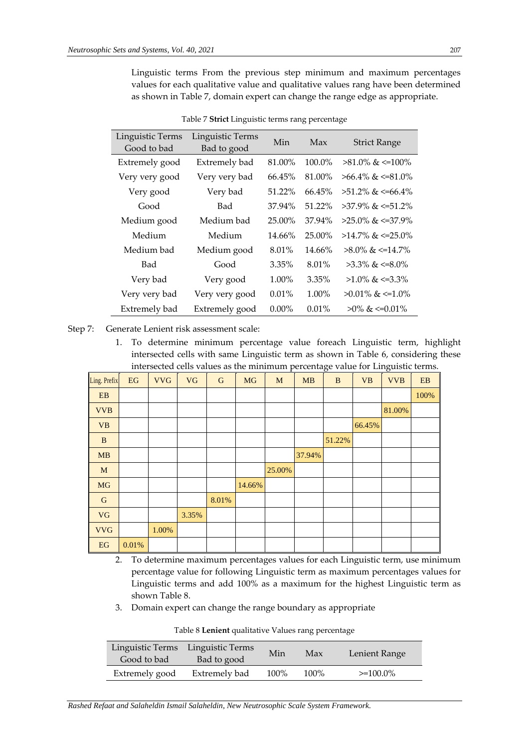Linguistic terms From the previous step minimum and maximum percentages values for each qualitative value and qualitative values rang have been determined as shown in Table 7, domain expert can change the range edge as appropriate.

Table 7 **Strict** Linguistic terms rang percentage

| Linguistic Terms Good to bad | Linguistic Terms Bad to good | Min | Max | Strict Range |
|---|---|---|---|---|
| Extremely good | Extremely bad | 81.00% | 100.0% | >81.0% & <=100% |
| Very very good | Very very bad | 66.45% | 81.00% | >66.4% & <=81.0% |
| Very good | Very bad | 51.22% | 66.45% | >51.2% & <=66.4% |
| Good | Bad | 37.94% | 51.22% | >37.9% & <=51.2% |
| Medium good | Medium bad | 25.00% | 37.94% | >25.0% & <=37.9% |
| Medium | Medium | 14.66% | 25.00% | >14.7% & <=25.0% |
| Medium bad | Medium good | 8.01% | 14.66% | >8.0% & <=14.7% |
| Bad | Good | 3.35% | 8.01% | >3.3% & <=8.0% |
| Very bad | Very good | 1.00% | 3.35% | >1.0% & <=3.3% |
| Very very bad | Very very good | 0.01% | 1.00% | >0.01% & <=1.0% |
| Extremely bad | Extremely good | 0.00% | 0.01% | >0% & <=0.01% |

Step 7: Generate Lenient risk assessment scale:

1. To determine minimum percentage value foreach Linguistic term, highlight intersected cells with same Linguistic term as shown in Table 6, considering these intersected cells values as the minimum percentage value for Linguistic terms.

| Ling. Prefix | EG | VVG | VG | G | MG | M | MB | B | VB | VVB | EB |
|---|---|---|---|---|---|---|---|---|---|---|---|
| EB | | | | | | | | | | | 100% |
| VVB | | | | | | | | | | 81.00% | |
| VB | | | | | | | | | 66.45% | | |
| B | | | | | | | | 51.22% | | | |
| MB | | | | | | | 37.94% | | | | |
| M | | | | | | 25.00% | | | | | |
| MG | | | | | 14.66% | | | | | | |
| G | | | | 8.01% | | | | | | | |
| VG | | | 3.35% | | | | | | | | |
| VVG | | 1.00% | | | | | | | | | |
| EG | 0.01% | | | | | | | | | | |

2. To determine maximum percentages values for each Linguistic term, use minimum percentage value for following Linguistic term as maximum percentages values for Linguistic terms and add 100% as a maximum for the highest Linguistic term as shown Table 8.
3. Domain expert can change the range boundary as appropriate

Table 8 **Lenient** qualitative Values rang percentage

| Linguistic Terms Good to bad | Linguistic Terms Bad to good | Min | Max | Lenient Range |
|---|---|---|---|---|
| Extremely good | Extremely bad | 100% | 100% | >=100.0% |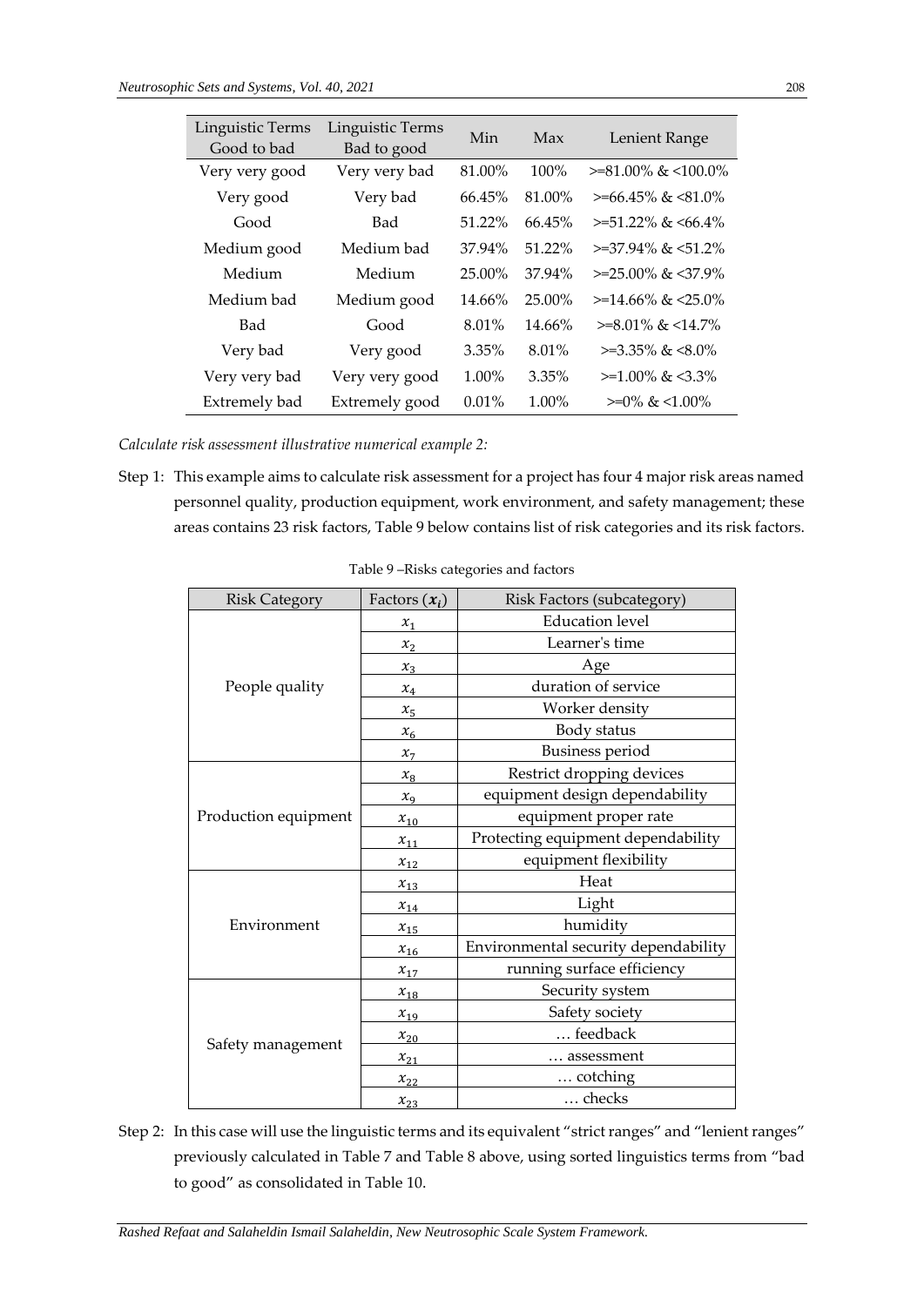| Linguistic Terms Good to bad | Linguistic Terms Bad to good | Min | Max | Lenient Range |
|---|---|---|---|---|
| Very very good | Very very bad | 81.00% | 100% | >=81.00% & <100.0% |
| Very good | Very bad | 66.45% | 81.00% | >=66.45% & <81.0% |
| Good | Bad | 51.22% | 66.45% | >=51.22% & <66.4% |
| Medium good | Medium bad | 37.94% | 51.22% | >=37.94% & <51.2% |
| Medium | Medium | 25.00% | 37.94% | >=25.00% & <37.9% |
| Medium bad | Medium good | 14.66% | 25.00% | >=14.66% & <25.0% |
| Bad | Good | 8.01% | 14.66% | >=8.01% & <14.7% |
| Very bad | Very good | 3.35% | 8.01% | >=3.35% & <8.0% |
| Very very bad | Very very good | 1.00% | 3.35% | >=1.00% & <3.3% |
| Extremely bad | Extremely good | 0.01% | 1.00% | >=0% & <1.00% |

*Calculate risk assessment illustrative numerical example 2:*

Step 1: This example aims to calculate risk assessment for a project has four 4 major risk areas named personnel quality, production equipment, work environment, and safety management; these areas contains 23 risk factors, Table 9 below contains list of risk categories and its risk factors.

Table 9 –Risks categories and factors

| Risk Category | Factors ($x_i$) | Risk Factors (subcategory) |
|---|---|---|
| People quality | $x_1$ | Education level |
| | $x_2$ | Learner's time |
| | $x_3$ | Age |
| | $x_4$ | duration of service |
| | $x_5$ | Worker density |
| | $x_6$ | Body status |
| | $x_7$ | Business period |
| Production equipment | $x_8$ | Restrict dropping devices |
| | $x_9$ | equipment design dependability |
| | $x_{10}$ | equipment proper rate |
| | $x_{11}$ | Protecting equipment dependability |
| | $x_{12}$ | equipment flexibility |
| Environment | $x_{13}$ | Heat |
| | $x_{14}$ | Light |
| | $x_{15}$ | humidity |
| | $x_{16}$ | Environmental security dependability |
| | $x_{17}$ | running surface efficiency |
| Safety management | $x_{18}$ | Security system |
| | $x_{19}$ | Safety society |
| | $x_{20}$ | … feedback |
| | $x_{21}$ | … assessment |
| | $x_{22}$ | … cotching |
| | $x_{23}$ | … checks |

Step 2: In this case will use the linguistic terms and its equivalent "strict ranges" and "lenient ranges" previously calculated in Table 7 and Table 8 above, using sorted linguistics terms from "bad to good" as consolidated in Table 10.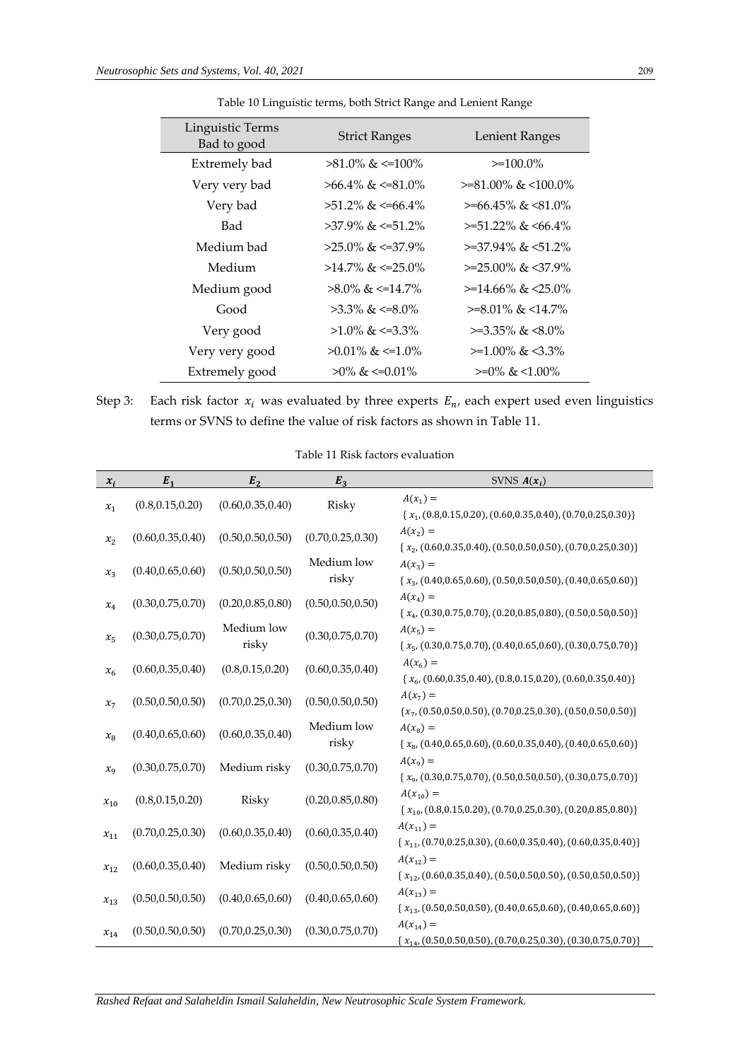Table 10 Linguistic terms, both Strict Range and Lenient Range

| Linguistic Terms Bad to good | Strict Ranges | Lenient Ranges |
|---|---|---|
| Extremely bad | >81.0% & <=100% | >=100.0% |
| Very very bad | >66.4% & <=81.0% | >=81.00% & <100.0% |
| Very bad | >51.2% & <=66.4% | >=66.45% & <81.0% |
| Bad | >37.9% & <=51.2% | >=51.22% & <66.4% |
| Medium bad | >25.0% & <=37.9% | >=37.94% & <51.2% |
| Medium | >14.7% & <=25.0% | >=25.00% & <37.9% |
| Medium good | >8.0% & <=14.7% | >=14.66% & <25.0% |
| Good | >3.3% & <=8.0% | >=8.01% & <14.7% |
| Very good | >1.0% & <=3.3% | >=3.35% & <8.0% |
| Very very good | >0.01% & <=1.0% | >=1.00% & <3.3% |
| Extremely good | >0% & <=0.01% | >=0% & <1.00% |

Step 3: Each risk factor $x_i$ was evaluated by three experts $E_n$, each expert used even linguistics terms or SVNS to define the value of risk factors as shown in Table 11.

Table 11 Risk factors evaluation

| $x_i$ | $E_1$ | $E_2$ | $E_3$ | SVNS $A(x_i)$ |
|---|---|---|---|---|
| $x_1$ | (0.8,0.15,0.20) | (0.60,0.35,0.40) | Risky | $A(x_1) = \{x_1, (0.8,0.15,0.20), (0.60,0.35,0.40), (0.70,0.25,0.30)\}$ |
| $x_2$ | (0.60,0.35,0.40) | (0.50,0.50,0.50) | (0.70,0.25,0.30) | $A(x_2) = \{x_2, (0.60,0.35,0.40), (0.50,0.50,0.50), (0.70,0.25,0.30)\}$ |
| $x_3$ | (0.40,0.65,0.60) | (0.50,0.50,0.50) | Medium low risky | $A(x_3) = \{x_3, (0.40,0.65,0.60), (0.50,0.50,0.50), (0.40,0.65,0.60)\}$ |
| $x_4$ | (0.30,0.75,0.70) | (0.20,0.85,0.80) | (0.50,0.50,0.50) | $A(x_4) = \{x_4, (0.30,0.75,0.70), (0.20,0.85,0.80), (0.50,0.50,0.50)\}$ |
| $x_5$ | (0.30,0.75,0.70) | Medium low risky | (0.30,0.75,0.70) | $A(x_5) = \{x_5, (0.30,0.75,0.70), (0.40,0.65,0.60), (0.30,0.75,0.70)\}$ |
| $x_6$ | (0.60,0.35,0.40) | (0.8,0.15,0.20) | (0.60,0.35,0.40) | $A(x_6) = \{x_6, (0.60,0.35,0.40), (0.8,0.15,0.20), (0.60,0.35,0.40)\}$ |
| $x_7$ | (0.50,0.50,0.50) | (0.70,0.25,0.30) | (0.50,0.50,0.50) | $A(x_7) = \{x_7, (0.50,0.50,0.50), (0.70,0.25,0.30), (0.50,0.50,0.50)\}$ |
| $x_8$ | (0.40,0.65,0.60) | (0.60,0.35,0.40) | Medium low risky | $A(x_8) = \{x_8, (0.40,0.65,0.60), (0.60,0.35,0.40), (0.40,0.65,0.60)\}$ |
| $x_9$ | (0.30,0.75,0.70) | Medium risky | (0.30,0.75,0.70) | $A(x_9) = \{x_9, (0.30,0.75,0.70), (0.50,0.50,0.50), (0.30,0.75,0.70)\}$ |
| $x_{10}$ | (0.8,0.15,0.20) | Risky | (0.20,0.85,0.80) | $A(x_{10}) = \{x_{10}, (0.8,0.15,0.20), (0.70,0.25,0.30), (0.20,0.85,0.80)\}$ |
| $x_{11}$ | (0.70,0.25,0.30) | (0.60,0.35,0.40) | (0.60,0.35,0.40) | $A(x_{11}) = \{x_{11}, (0.70,0.25,0.30), (0.60,0.35,0.40), (0.60,0.35,0.40)\}$ |
| $x_{12}$ | (0.60,0.35,0.40) | Medium risky | (0.50,0.50,0.50) | $A(x_{12}) = \{x_{12}, (0.60,0.35,0.40), (0.50,0.50,0.50), (0.50,0.50,0.50)\}$ |
| $x_{13}$ | (0.50,0.50,0.50) | (0.40,0.65,0.60) | (0.40,0.65,0.60) | $A(x_{13}) = \{x_{13}, (0.50,0.50,0.50), (0.40,0.65,0.60), (0.40,0.65,0.60)\}$ |
| $x_{14}$ | (0.50,0.50,0.50) | (0.70,0.25,0.30) | (0.30,0.75,0.70) | $A(x_{14}) = \{x_{14}, (0.50,0.50,0.50), (0.70,0.25,0.30), (0.30,0.75,0.70)\}$ |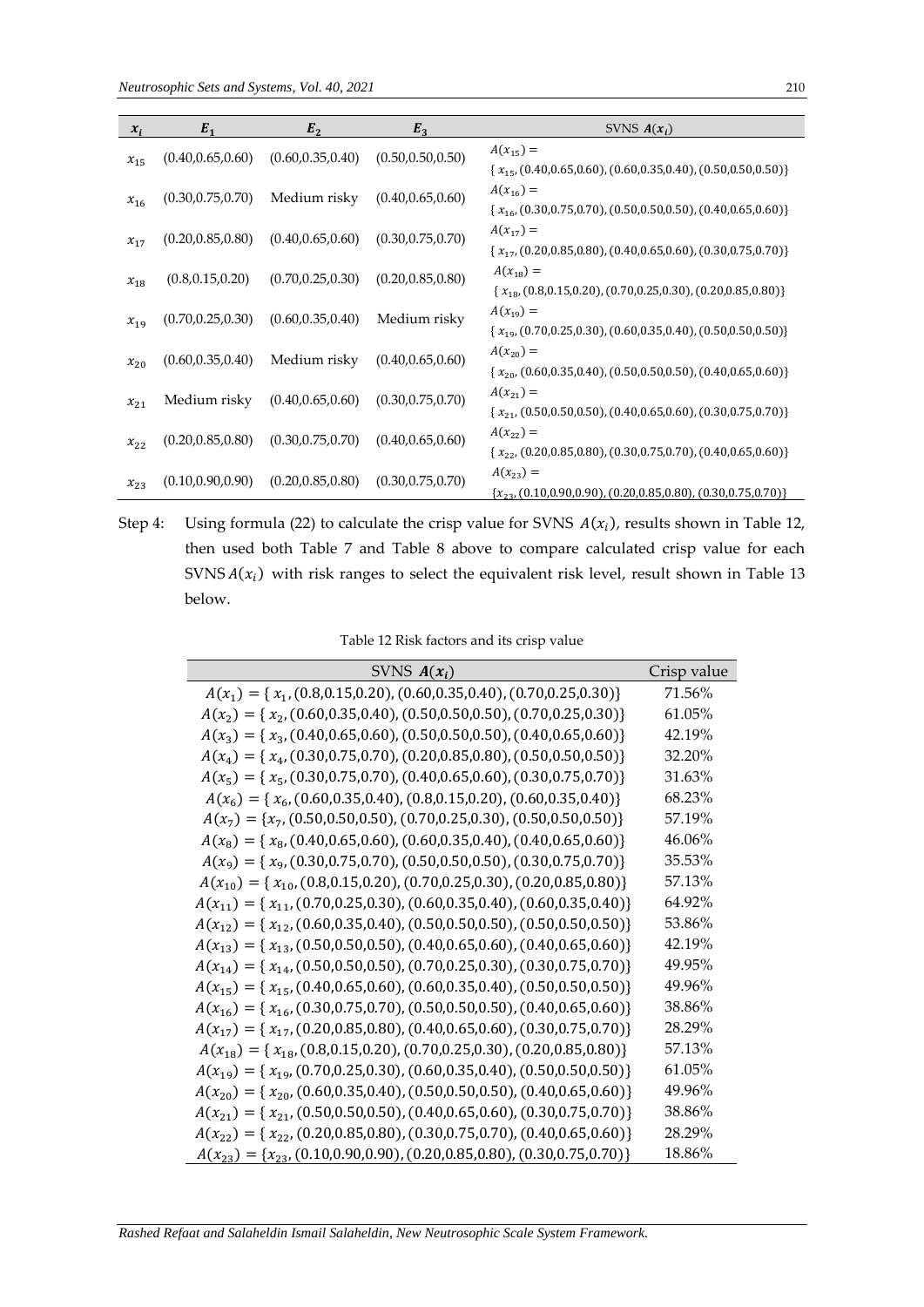| $x_i$ | $E_1$ | $E_2$ | $E_3$ | SVNS $A(x_i)$ |
|---|---|---|---|---|
| $x_{15}$ | (0.40,0.65,0.60) | (0.60,0.35,0.40) | (0.50,0.50,0.50) | $A(x_{15}) = \{x_{15}, (0.40,0.65,0.60), (0.60,0.35,0.40), (0.50,0.50,0.50)\}$ |
| $x_{16}$ | (0.30,0.75,0.70) | Medium risky | (0.40,0.65,0.60) | $A(x_{16}) = \{x_{16}, (0.30,0.75,0.70), (0.50,0.50,0.50), (0.40,0.65,0.60)\}$ |
| $x_{17}$ | (0.20,0.85,0.80) | (0.40,0.65,0.60) | (0.30,0.75,0.70) | $A(x_{17}) = \{x_{17}, (0.20,0.85,0.80), (0.40,0.65,0.60), (0.30,0.75,0.70)\}$ |
| $x_{18}$ | (0.8,0.15,0.20) | (0.70,0.25,0.30) | (0.20,0.85,0.80) | $A(x_{18}) = \{x_{18}, (0.8,0.15,0.20), (0.70,0.25,0.30), (0.20,0.85,0.80)\}$ |
| $x_{19}$ | (0.70,0.25,0.30) | (0.60,0.35,0.40) | Medium risky | $A(x_{19}) = \{x_{19}, (0.70,0.25,0.30), (0.60,0.35,0.40), (0.50,0.50,0.50)\}$ |
| $x_{20}$ | (0.60,0.35,0.40) | Medium risky | (0.40,0.65,0.60) | $A(x_{20}) = \{x_{20}, (0.60,0.35,0.40), (0.50,0.50,0.50), (0.40,0.65,0.60)\}$ |
| $x_{21}$ | Medium risky | (0.40,0.65,0.60) | (0.30,0.75,0.70) | $A(x_{21}) = \{x_{21}, (0.50,0.50,0.50), (0.40,0.65,0.60), (0.30,0.75,0.70)\}$ |
| $x_{22}$ | (0.20,0.85,0.80) | (0.30,0.75,0.70) | (0.40,0.65,0.60) | $A(x_{22}) = \{x_{22}, (0.20,0.85,0.80), (0.30,0.75,0.70), (0.40,0.65,0.60)\}$ |
| $x_{23}$ | (0.10,0.90,0.90) | (0.20,0.85,0.80) | (0.30,0.75,0.70) | $A(x_{23}) = \{x_{23}, (0.10,0.90,0.90), (0.20,0.85,0.80), (0.30,0.75,0.70)\}$ |

Step 4: Using formula (22) to calculate the crisp value for SVNS $A(x_i)$, results shown in Table 12, then used both Table 7 and Table 8 above to compare calculated crisp value for each SVNS $A(x_i)$ with risk ranges to select the equivalent risk level, result shown in Table 13 below.

Table 12 Risk factors and its crisp value

| SVNS $A(x_i)$ | Crisp value |
|---|---|
| $A(x_1) = \{x_1, (0.8,0.15,0.20), (0.60,0.35,0.40), (0.70,0.25,0.30)\}$ | 71.56% |
| $A(x_2) = \{x_2, (0.60,0.35,0.40), (0.50,0.50,0.50), (0.70,0.25,0.30)\}$ | 61.05% |
| $A(x_3) = \{x_3, (0.40,0.65,0.60), (0.50,0.50,0.50), (0.40,0.65,0.60)\}$ | 42.19% |
| $A(x_4) = \{x_4, (0.30,0.75,0.70), (0.20,0.85,0.80), (0.50,0.50,0.50)\}$ | 32.20% |
| $A(x_5) = \{x_5, (0.30,0.75,0.70), (0.40,0.65,0.60), (0.30,0.75,0.70)\}$ | 31.63% |
| $A(x_6) = \{x_6, (0.60,0.35,0.40), (0.8,0.15,0.20), (0.60,0.35,0.40)\}$ | 68.23% |
| $A(x_7) = \{x_7, (0.50,0.50,0.50), (0.70,0.25,0.30), (0.50,0.50,0.50)\}$ | 57.19% |
| $A(x_8) = \{x_8, (0.40,0.65,0.60), (0.60,0.35,0.40), (0.40,0.65,0.60)\}$ | 46.06% |
| $A(x_9) = \{x_9, (0.30,0.75,0.70), (0.50,0.50,0.50), (0.30,0.75,0.70)\}$ | 35.53% |
| $A(x_{10}) = \{x_{10}, (0.8,0.15,0.20), (0.70,0.25,0.30), (0.20,0.85,0.80)\}$ | 57.13% |
| $A(x_{11}) = \{x_{11}, (0.70,0.25,0.30), (0.60,0.35,0.40), (0.60,0.35,0.40)\}$ | 64.92% |
| $A(x_{12}) = \{x_{12}, (0.60,0.35,0.40), (0.50,0.50,0.50), (0.50,0.50,0.50)\}$ | 53.86% |
| $A(x_{13}) = \{x_{13}, (0.50,0.50,0.50), (0.40,0.65,0.60), (0.40,0.65,0.60)\}$ | 42.19% |
| $A(x_{14}) = \{x_{14}, (0.50,0.50,0.50), (0.70,0.25,0.30), (0.30,0.75,0.70)\}$ | 49.95% |
| $A(x_{15}) = \{x_{15}, (0.40,0.65,0.60), (0.60,0.35,0.40), (0.50,0.50,0.50)\}$ | 49.96% |
| $A(x_{16}) = \{x_{16}, (0.30,0.75,0.70), (0.50,0.50,0.50), (0.40,0.65,0.60)\}$ | 38.86% |
| $A(x_{17}) = \{x_{17}, (0.20,0.85,0.80), (0.40,0.65,0.60), (0.30,0.75,0.70)\}$ | 28.29% |
| $A(x_{18}) = \{x_{18}, (0.8,0.15,0.20), (0.70,0.25,0.30), (0.20,0.85,0.80)\}$ | 57.13% |
| $A(x_{19}) = \{x_{19}, (0.70,0.25,0.30), (0.60,0.35,0.40), (0.50,0.50,0.50)\}$ | 61.05% |
| $A(x_{20}) = \{x_{20}, (0.60,0.35,0.40), (0.50,0.50,0.50), (0.40,0.65,0.60)\}$ | 49.96% |
| $A(x_{21}) = \{x_{21}, (0.50,0.50,0.50), (0.40,0.65,0.60), (0.30,0.75,0.70)\}$ | 38.86% |
| $A(x_{22}) = \{x_{22}, (0.20,0.85,0.80), (0.30,0.75,0.70), (0.40,0.65,0.60)\}$ | 28.29% |
| $A(x_{23}) = \{x_{23}, (0.10,0.90,0.90), (0.20,0.85,0.80), (0.30,0.75,0.70)\}$ | 18.86% |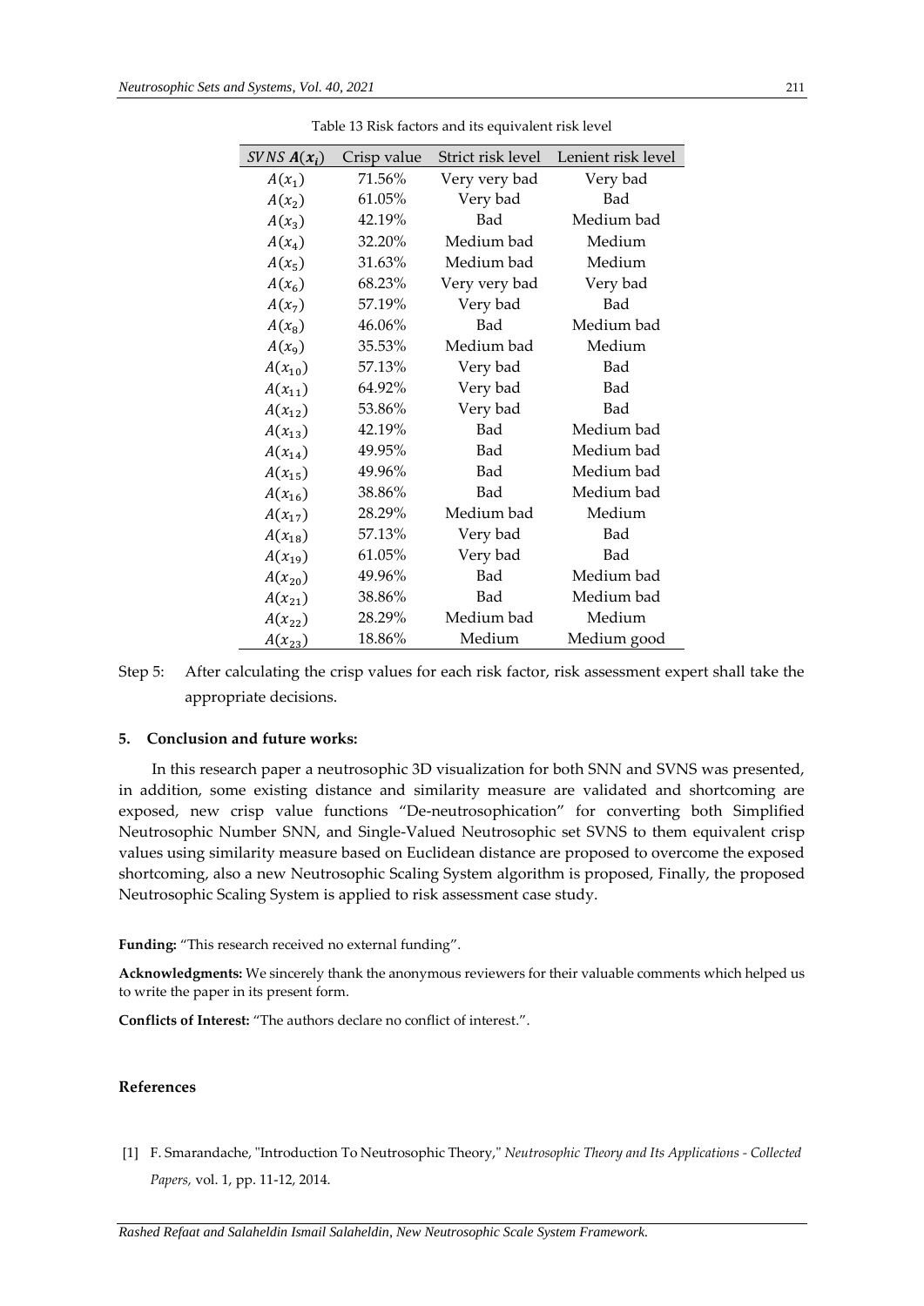Table 13 Risk factors and its equivalent risk level

| $SVNS\ \boldsymbol{A}(\boldsymbol{x_i})$ | Crisp value | Strict risk level | Lenient risk level |
|---|---|---|---|
| $A(x_1)$ | 71.56% | Very very bad | Very bad |
| $A(x_2)$ | 61.05% | Very bad | Bad |
| $A(x_3)$ | 42.19% | Bad | Medium bad |
| $A(x_4)$ | 32.20% | Medium bad | Medium |
| $A(x_5)$ | 31.63% | Medium bad | Medium |
| $A(x_6)$ | 68.23% | Very very bad | Very bad |
| $A(x_7)$ | 57.19% | Very bad | Bad |
| $A(x_8)$ | 46.06% | Bad | Medium bad |
| $A(x_9)$ | 35.53% | Medium bad | Medium |
| $A(x_{10})$ | 57.13% | Very bad | Bad |
| $A(x_{11})$ | 64.92% | Very bad | Bad |
| $A(x_{12})$ | 53.86% | Very bad | Bad |
| $A(x_{13})$ | 42.19% | Bad | Medium bad |
| $A(x_{14})$ | 49.95% | Bad | Medium bad |
| $A(x_{15})$ | 49.96% | Bad | Medium bad |
| $A(x_{16})$ | 38.86% | Bad | Medium bad |
| $A(x_{17})$ | 28.29% | Medium bad | Medium |
| $A(x_{18})$ | 57.13% | Very bad | Bad |
| $A(x_{19})$ | 61.05% | Very bad | Bad |
| $A(x_{20})$ | 49.96% | Bad | Medium bad |
| $A(x_{21})$ | 38.86% | Bad | Medium bad |
| $A(x_{22})$ | 28.29% | Medium bad | Medium |
| $A(x_{23})$ | 18.86% | Medium | Medium good |

Step 5: After calculating the crisp values for each risk factor, risk assessment expert shall take the appropriate decisions.

### 5. Conclusion and future works:

In this research paper a neutrosophic 3D visualization for both SNN and SVNS was presented, in addition, some existing distance and similarity measure are validated and shortcoming are exposed, new crisp value functions "De-neutrosophication" for converting both Simplified Neutrosophic Number SNN, and Single-Valued Neutrosophic set SVNS to them equivalent crisp values using similarity measure based on Euclidean distance are proposed to overcome the exposed shortcoming, also a new Neutrosophic Scaling System algorithm is proposed, Finally, the proposed Neutrosophic Scaling System is applied to risk assessment case study.

**Funding:** "This research received no external funding".

**Acknowledgments:** We sincerely thank the anonymous reviewers for their valuable comments which helped us to write the paper in its present form.

**Conflicts of Interest:** "The authors declare no conflict of interest.".

### References

[1] F. Smarandache, "Introduction To Neutrosophic Theory," *Neutrosophic Theory and Its Applications - Collected Papers,* vol. 1, pp. 11-12, 2014.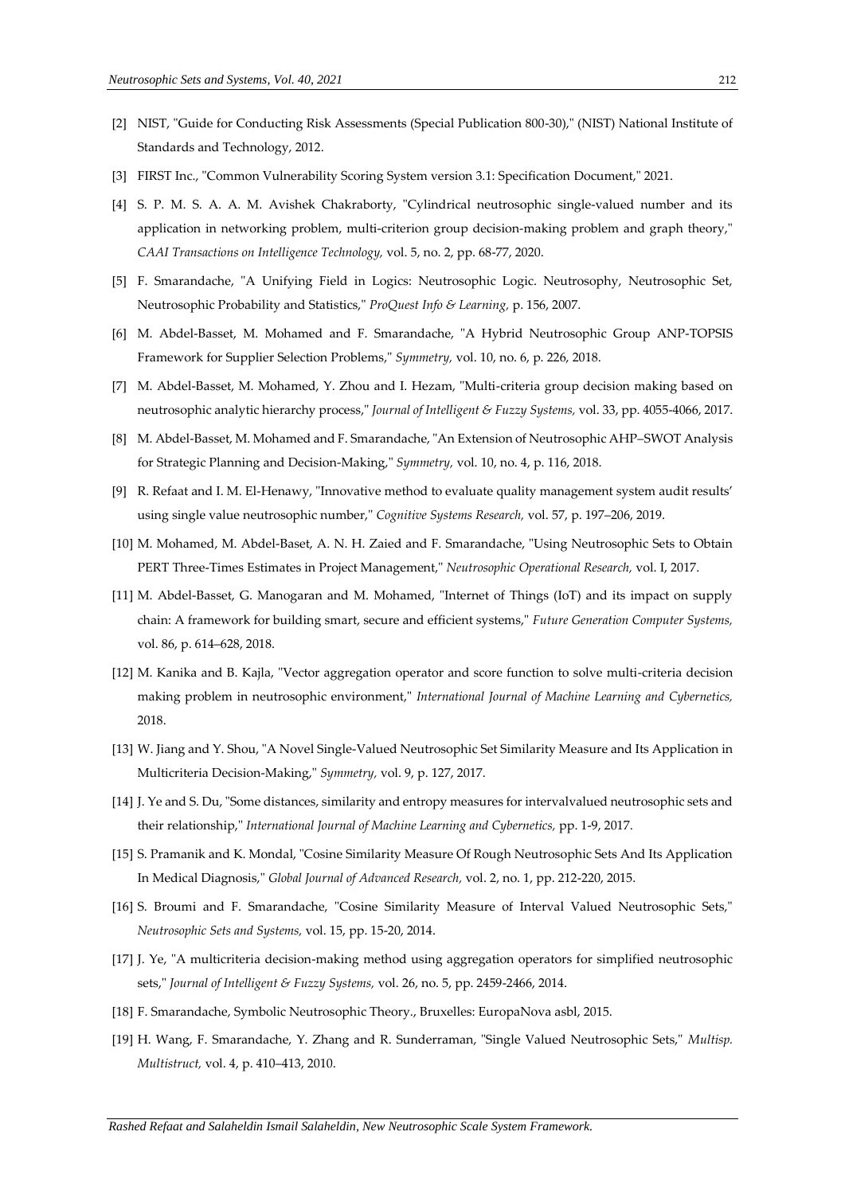[2] NIST, "Guide for Conducting Risk Assessments (Special Publication 800-30)," (NIST) National Institute of Standards and Technology, 2012.

[3] FIRST Inc., "Common Vulnerability Scoring System version 3.1: Specification Document," 2021.

[4] S. P. M. S. A. A. M. Avishek Chakraborty, "Cylindrical neutrosophic single-valued number and its application in networking problem, multi-criterion group decision-making problem and graph theory," *CAAI Transactions on Intelligence Technology,* vol. 5, no. 2, pp. 68-77, 2020.

[5] F. Smarandache, "A Unifying Field in Logics: Neutrosophic Logic. Neutrosophy, Neutrosophic Set, Neutrosophic Probability and Statistics," *ProQuest Info & Learning,* p. 156, 2007.

[6] M. Abdel-Basset, M. Mohamed and F. Smarandache, "A Hybrid Neutrosophic Group ANP-TOPSIS Framework for Supplier Selection Problems," *Symmetry,* vol. 10, no. 6, p. 226, 2018.

[7] M. Abdel-Basset, M. Mohamed, Y. Zhou and I. Hezam, "Multi-criteria group decision making based on neutrosophic analytic hierarchy process," *Journal of Intelligent & Fuzzy Systems,* vol. 33, pp. 4055-4066, 2017.

[8] M. Abdel-Basset, M. Mohamed and F. Smarandache, "An Extension of Neutrosophic AHP–SWOT Analysis for Strategic Planning and Decision-Making," *Symmetry,* vol. 10, no. 4, p. 116, 2018.

[9] R. Refaat and I. M. El-Henawy, "Innovative method to evaluate quality management system audit results' using single value neutrosophic number," *Cognitive Systems Research,* vol. 57, p. 197–206, 2019.

[10] M. Mohamed, M. Abdel-Baset, A. N. H. Zaied and F. Smarandache, "Using Neutrosophic Sets to Obtain PERT Three-Times Estimates in Project Management," *Neutrosophic Operational Research,* vol. I, 2017.

[11] M. Abdel-Basset, G. Manogaran and M. Mohamed, "Internet of Things (IoT) and its impact on supply chain: A framework for building smart, secure and efficient systems," *Future Generation Computer Systems,* vol. 86, p. 614–628, 2018.

[12] M. Kanika and B. Kajla, "Vector aggregation operator and score function to solve multi-criteria decision making problem in neutrosophic environment," *International Journal of Machine Learning and Cybernetics,* 2018.

[13] W. Jiang and Y. Shou, "A Novel Single-Valued Neutrosophic Set Similarity Measure and Its Application in Multicriteria Decision-Making," *Symmetry,* vol. 9, p. 127, 2017.

[14] J. Ye and S. Du, "Some distances, similarity and entropy measures for intervalvalued neutrosophic sets and their relationship," *International Journal of Machine Learning and Cybernetics,* pp. 1-9, 2017.

[15] S. Pramanik and K. Mondal, "Cosine Similarity Measure Of Rough Neutrosophic Sets And Its Application In Medical Diagnosis," *Global Journal of Advanced Research,* vol. 2, no. 1, pp. 212-220, 2015.

[16] S. Broumi and F. Smarandache, "Cosine Similarity Measure of Interval Valued Neutrosophic Sets," *Neutrosophic Sets and Systems,* vol. 15, pp. 15-20, 2014.

[17] J. Ye, "A multicriteria decision-making method using aggregation operators for simplified neutrosophic sets," *Journal of Intelligent & Fuzzy Systems,* vol. 26, no. 5, pp. 2459-2466, 2014.

[18] F. Smarandache, Symbolic Neutrosophic Theory., Bruxelles: EuropaNova asbl, 2015.

[19] H. Wang, F. Smarandache, Y. Zhang and R. Sunderraman, "Single Valued Neutrosophic Sets," *Multisp. Multistruct,* vol. 4, p. 410–413, 2010.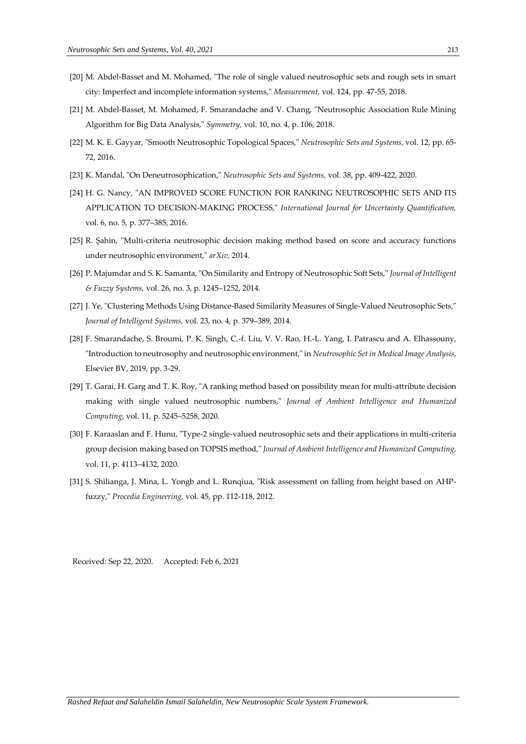[20] M. Abdel-Basset and M. Mohamed, "The role of single valued neutrosophic sets and rough sets in smart city: Imperfect and incomplete information systems," *Measurement,* vol. 124, pp. 47-55, 2018.

[21] M. Abdel-Basset, M. Mohamed, F. Smarandache and V. Chang, "Neutrosophic Association Rule Mining Algorithm for Big Data Analysis," *Symmetry,* vol. 10, no. 4, p. 106, 2018.

[22] M. K. E. Gayyar, "Smooth Neutrosophic Topological Spaces," *Neutrosophic Sets and Systems,* vol. 12, pp. 65-72, 2016.

[23] K. Mandal, "On Deneutrosophication," *Neutrosophic Sets and Systems,* vol. 38, pp. 409-422, 2020.

[24] H. G. Nancy, "AN IMPROVED SCORE FUNCTION FOR RANKING NEUTROSOPHIC SETS AND ITS APPLICATION TO DECISION-MAKING PROCESS," *International Journal for Uncertainty Quantification,* vol. 6, no. 5, p. 377–385, 2016.

[25] R. Şahin, "Multi-criteria neutrosophic decision making method based on score and accuracy functions under neutrosophic environment," *arXiv,* 2014.

[26] P. Majumdar and S. K. Samanta, "On Similarity and Entropy of Neutrosophic Soft Sets," *Journal of Intelligent & Fuzzy Systems,* vol. 26, no. 3, p. 1245–1252, 2014.

[27] J. Ye, "Clustering Methods Using Distance-Based Similarity Measures of Single-Valued Neutrosophic Sets," *Journal of Intelligent Systems,* vol. 23, no. 4, p. 379–389, 2014.

[28] F. Smarandache, S. Broumi, P. K. Singh, C.-f. Liu, V. V. Rao, H.-L. Yang, I. Patrascu and A. Elhassouny, "Introduction to neutrosophy and neutrosophic environment," in *Neutrosophic Set in Medical Image Analysis*, Elsevier BV, 2019, pp. 3-29.

[29] T. Garai, H. Garg and T. K. Roy, "A ranking method based on possibility mean for multi-attribute decision making with single valued neutrosophic numbers," *Journal of Ambient Intelligence and Humanized Computing,* vol. 11, p. 5245–5258, 2020.

[30] F. Karaaslan and F. Hunu, "Type-2 single-valued neutrosophic sets and their applications in multi-criteria group decision making based on TOPSIS method," *Journal of Ambient Intelligence and Humanized Computing,* vol. 11, p. 4113–4132, 2020.

[31] S. Shilianga, J. Mina, L. Yongb and L. Runqiua, "Risk assessment on falling from height based on AHP-fuzzy," *Procedia Engineering,* vol. 45, pp. 112-118, 2012.

Received: Sep 22, 2020. Accepted: Feb 6, 2021